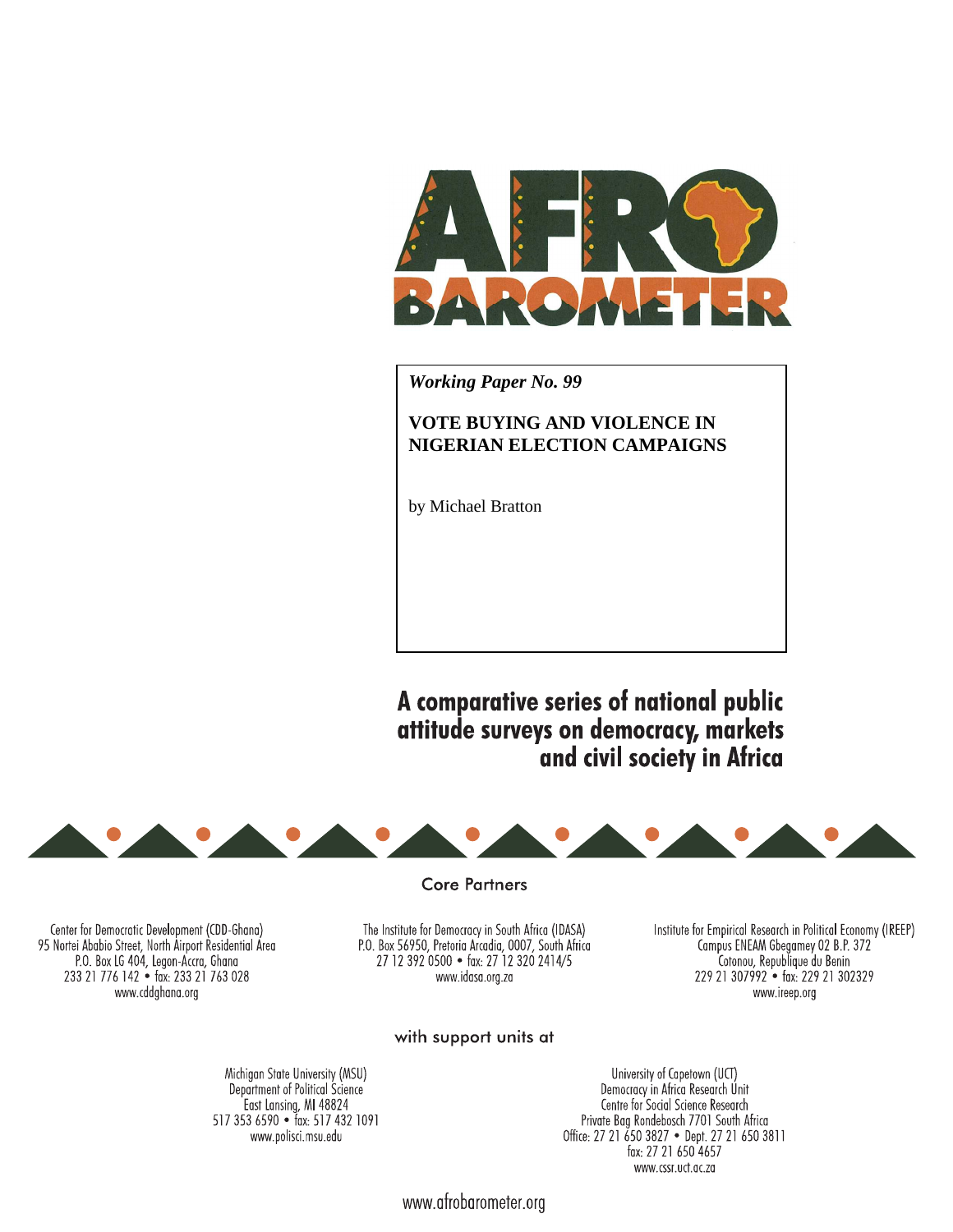# AFRO BAROMETER

*Working Paper No. 99*

**VOTE BUYING AND VIOLENCE IN NIGERIAN ELECTION CAMPAIGNS**

by Michael Bratton

**A comparative series of national public attitude surveys on democracy, markets and civil society in Africa**

Core Partners

Center for Democratic Development (CDD-Ghana)
95 Nortei Ababio Street, North Airport Residential Area
P.O. Box LG 404, Legon-Accra, Ghana
233 21 776 142 • fax: 233 21 763 028
www.cddghana.org

The Institute for Democracy in South Africa (IDASA)
P.O. Box 56950, Pretoria Arcadia, 0007, South Africa
27 12 392 0500 • fax: 27 12 320 2414/5
www.idasa.org.za

Institute for Empirical Research in Political Economy (IREEP)
Campus ENEAM Gbegamey 02 B.P. 372
Cotonou, Republique du Benin
229 21 307992 • fax: 229 21 302329
www.ireep.org

with support units at

Michigan State University (MSU)
Department of Political Science
East Lansing, MI 48824
517 353 6590 • fax: 517 432 1091
www.polisci.msu.edu

University of Capetown (UCT)
Democracy in Africa Research Unit
Centre for Social Science Research
Private Bag Rondebosch 7701 South Africa
Office: 27 21 650 3827 • Dept. 27 21 650 3811
fax: 27 21 650 4657
www.cssr.uct.ac.za

www.afrobarometer.org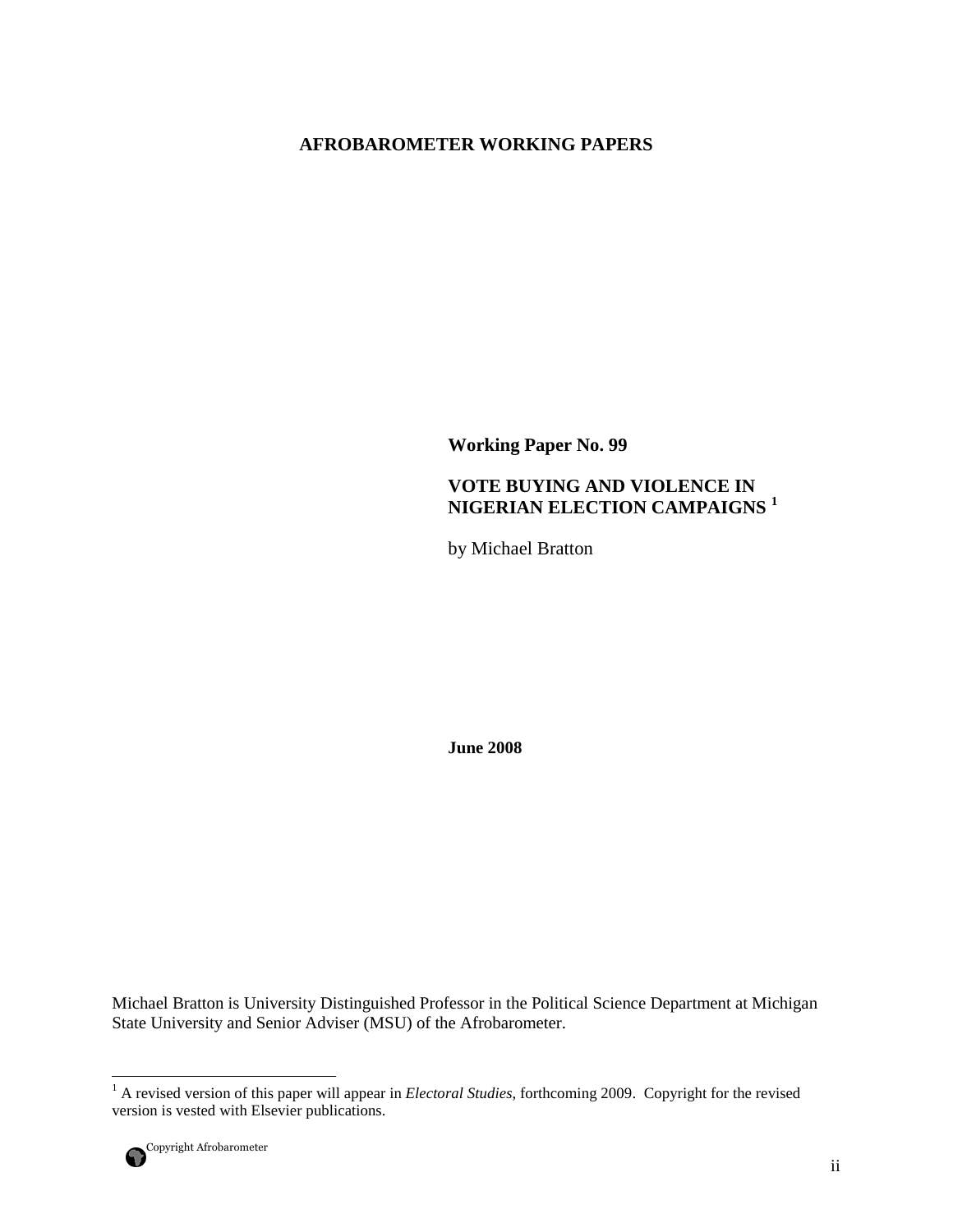**AFROBAROMETER WORKING PAPERS**

**Working Paper No. 99**

**VOTE BUYING AND VIOLENCE IN NIGERIAN ELECTION CAMPAIGNS [1]**

by Michael Bratton

**June 2008**

Michael Bratton is University Distinguished Professor in the Political Science Department at Michigan State University and Senior Adviser (MSU) of the Afrobarometer.

[1] A revised version of this paper will appear in *Electoral Studies*, forthcoming 2009. Copyright for the revised version is vested with Elsevier publications.

Copyright Afrobarometer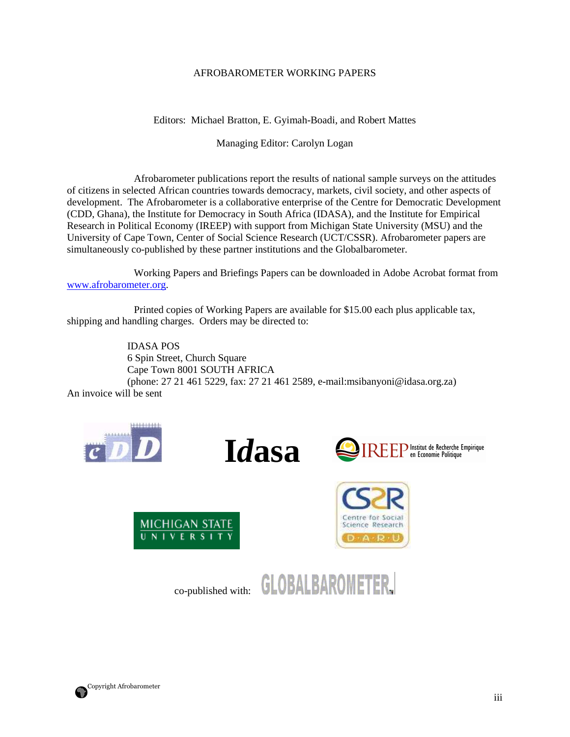# AFROBAROMETER WORKING PAPERS

Editors: Michael Bratton, E. Gyimah-Boadi, and Robert Mattes

Managing Editor: Carolyn Logan

Afrobarometer publications report the results of national sample surveys on the attitudes of citizens in selected African countries towards democracy, markets, civil society, and other aspects of development. The Afrobarometer is a collaborative enterprise of the Centre for Democratic Development (CDD, Ghana), the Institute for Democracy in South Africa (IDASA), and the Institute for Empirical Research in Political Economy (IREEP) with support from Michigan State University (MSU) and the University of Cape Town, Center of Social Science Research (UCT/CSSR). Afrobarometer papers are simultaneously co-published by these partner institutions and the Globalbarometer.

Working Papers and Briefings Papers can be downloaded in Adobe Acrobat format from www.afrobarometer.org.

Printed copies of Working Papers are available for $15.00 each plus applicable tax, shipping and handling charges. Orders may be directed to:

IDASA POS
6 Spin Street, Church Square
Cape Town 8001 SOUTH AFRICA
(phone: 27 21 461 5229, fax: 27 21 461 2589, e-mail:msibanyoni@idasa.org.za)

An invoice will be sent

co-published with: GLOBALBAROMETER

Copyright Afrobarometer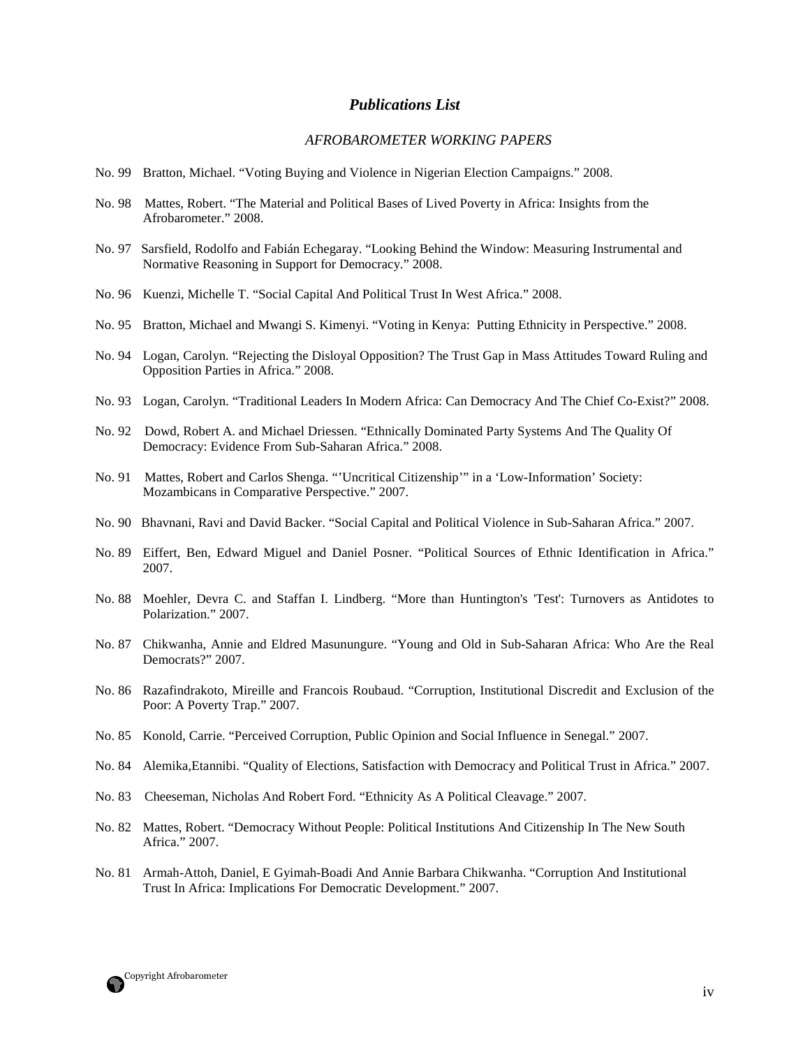## *Publications List*

### *AFROBAROMETER WORKING PAPERS*

No. 99 Bratton, Michael. "Voting Buying and Violence in Nigerian Election Campaigns." 2008.

No. 98 Mattes, Robert. "The Material and Political Bases of Lived Poverty in Africa: Insights from the Afrobarometer." 2008.

No. 97 Sarsfield, Rodolfo and Fabián Echegaray. "Looking Behind the Window: Measuring Instrumental and Normative Reasoning in Support for Democracy." 2008.

No. 96 Kuenzi, Michelle T. "Social Capital And Political Trust In West Africa." 2008.

No. 95 Bratton, Michael and Mwangi S. Kimenyi. "Voting in Kenya: Putting Ethnicity in Perspective." 2008.

No. 94 Logan, Carolyn. "Rejecting the Disloyal Opposition? The Trust Gap in Mass Attitudes Toward Ruling and Opposition Parties in Africa." 2008.

No. 93 Logan, Carolyn. "Traditional Leaders In Modern Africa: Can Democracy And The Chief Co-Exist?" 2008.

No. 92 Dowd, Robert A. and Michael Driessen. "Ethnically Dominated Party Systems And The Quality Of Democracy: Evidence From Sub-Saharan Africa." 2008.

No. 91 Mattes, Robert and Carlos Shenga. "'Uncritical Citizenship'" in a 'Low-Information' Society: Mozambicans in Comparative Perspective." 2007.

No. 90 Bhavnani, Ravi and David Backer. "Social Capital and Political Violence in Sub-Saharan Africa." 2007.

No. 89 Eiffert, Ben, Edward Miguel and Daniel Posner. "Political Sources of Ethnic Identification in Africa." 2007.

No. 88 Moehler, Devra C. and Staffan I. Lindberg. "More than Huntington's 'Test': Turnovers as Antidotes to Polarization." 2007.

No. 87 Chikwanha, Annie and Eldred Masunungure. "Young and Old in Sub-Saharan Africa: Who Are the Real Democrats?" 2007.

No. 86 Razafindrakoto, Mireille and Francois Roubaud. "Corruption, Institutional Discredit and Exclusion of the Poor: A Poverty Trap." 2007.

No. 85 Konold, Carrie. "Perceived Corruption, Public Opinion and Social Influence in Senegal." 2007.

No. 84 Alemika,Etannibi. "Quality of Elections, Satisfaction with Democracy and Political Trust in Africa." 2007.

No. 83 Cheeseman, Nicholas And Robert Ford. "Ethnicity As A Political Cleavage." 2007.

No. 82 Mattes, Robert. "Democracy Without People: Political Institutions And Citizenship In The New South Africa." 2007.

No. 81 Armah-Attoh, Daniel, E Gyimah-Boadi And Annie Barbara Chikwanha. "Corruption And Institutional Trust In Africa: Implications For Democratic Development." 2007.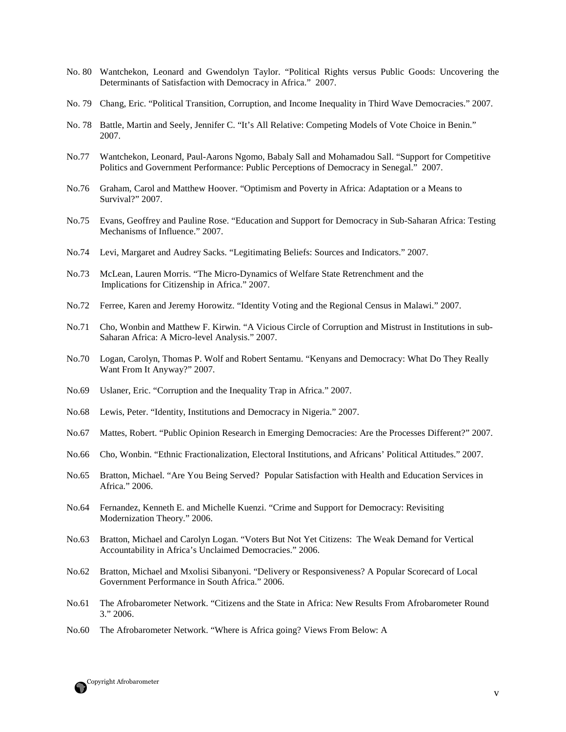No. 80 Wantchekon, Leonard and Gwendolyn Taylor. "Political Rights versus Public Goods: Uncovering the Determinants of Satisfaction with Democracy in Africa." 2007.

No. 79 Chang, Eric. "Political Transition, Corruption, and Income Inequality in Third Wave Democracies." 2007.

No. 78 Battle, Martin and Seely, Jennifer C. "It's All Relative: Competing Models of Vote Choice in Benin." 2007.

No.77 Wantchekon, Leonard, Paul-Aarons Ngomo, Babaly Sall and Mohamadou Sall. "Support for Competitive Politics and Government Performance: Public Perceptions of Democracy in Senegal." 2007.

No.76 Graham, Carol and Matthew Hoover. "Optimism and Poverty in Africa: Adaptation or a Means to Survival?" 2007.

No.75 Evans, Geoffrey and Pauline Rose. "Education and Support for Democracy in Sub-Saharan Africa: Testing Mechanisms of Influence." 2007.

No.74 Levi, Margaret and Audrey Sacks. "Legitimating Beliefs: Sources and Indicators." 2007.

No.73 McLean, Lauren Morris. "The Micro-Dynamics of Welfare State Retrenchment and the Implications for Citizenship in Africa." 2007.

No.72 Ferree, Karen and Jeremy Horowitz. "Identity Voting and the Regional Census in Malawi." 2007.

No.71 Cho, Wonbin and Matthew F. Kirwin. "A Vicious Circle of Corruption and Mistrust in Institutions in sub-Saharan Africa: A Micro-level Analysis." 2007.

No.70 Logan, Carolyn, Thomas P. Wolf and Robert Sentamu. "Kenyans and Democracy: What Do They Really Want From It Anyway?" 2007.

No.69 Uslaner, Eric. "Corruption and the Inequality Trap in Africa." 2007.

No.68 Lewis, Peter. "Identity, Institutions and Democracy in Nigeria." 2007.

No.67 Mattes, Robert. "Public Opinion Research in Emerging Democracies: Are the Processes Different?" 2007.

No.66 Cho, Wonbin. "Ethnic Fractionalization, Electoral Institutions, and Africans' Political Attitudes." 2007.

No.65 Bratton, Michael. "Are You Being Served? Popular Satisfaction with Health and Education Services in Africa." 2006.

No.64 Fernandez, Kenneth E. and Michelle Kuenzi. "Crime and Support for Democracy: Revisiting Modernization Theory." 2006.

No.63 Bratton, Michael and Carolyn Logan. "Voters But Not Yet Citizens: The Weak Demand for Vertical Accountability in Africa's Unclaimed Democracies." 2006.

No.62 Bratton, Michael and Mxolisi Sibanyoni. "Delivery or Responsiveness? A Popular Scorecard of Local Government Performance in South Africa." 2006.

No.61 The Afrobarometer Network. "Citizens and the State in Africa: New Results From Afrobarometer Round 3." 2006.

No.60 The Afrobarometer Network. "Where is Africa going? Views From Below: A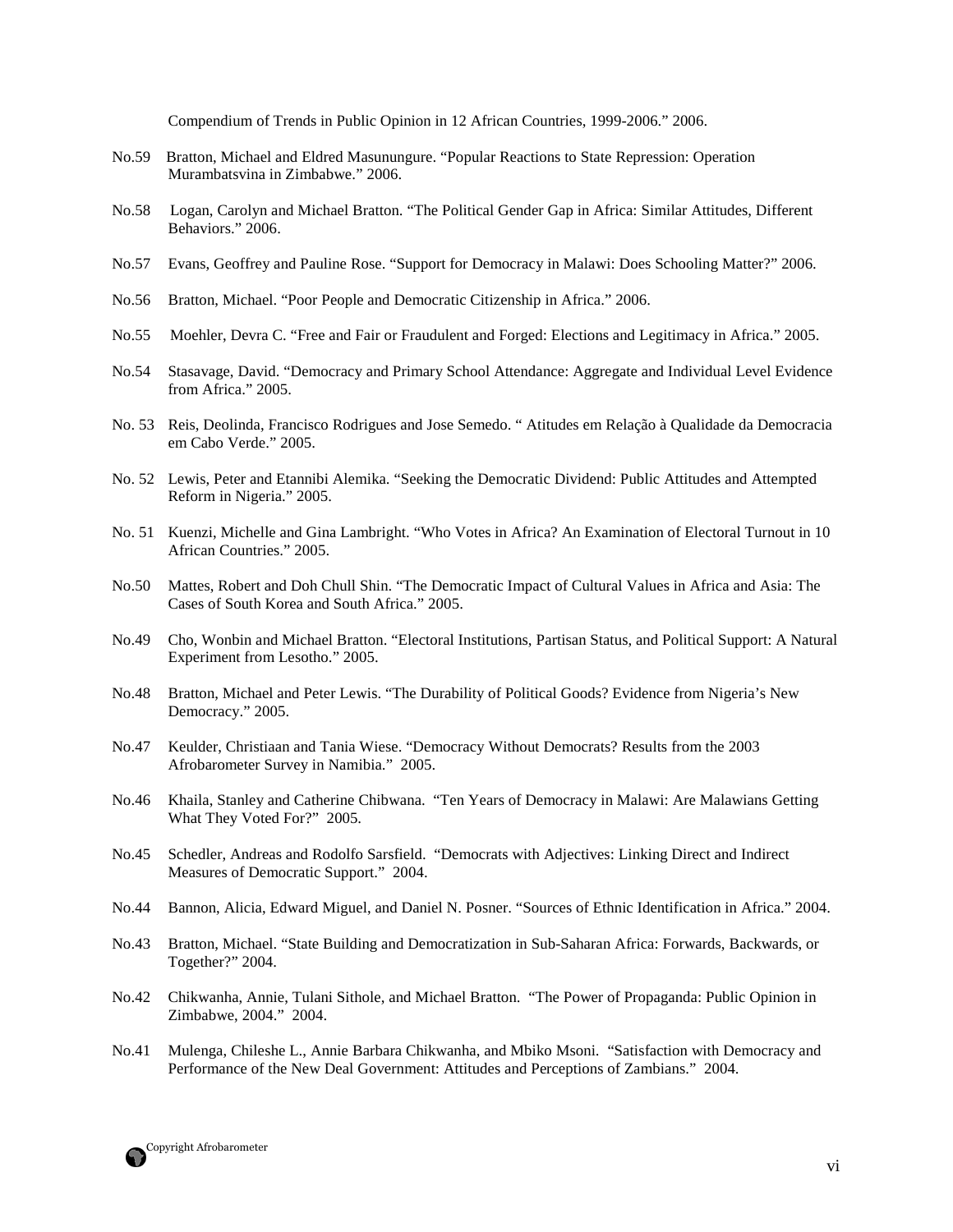Compendium of Trends in Public Opinion in 12 African Countries, 1999-2006." 2006.

No.59 Bratton, Michael and Eldred Masunungure. "Popular Reactions to State Repression: Operation Murambatsvina in Zimbabwe." 2006.

No.58 Logan, Carolyn and Michael Bratton. "The Political Gender Gap in Africa: Similar Attitudes, Different Behaviors." 2006.

No.57 Evans, Geoffrey and Pauline Rose. "Support for Democracy in Malawi: Does Schooling Matter?" 2006.

No.56 Bratton, Michael. "Poor People and Democratic Citizenship in Africa." 2006.

No.55 Moehler, Devra C. "Free and Fair or Fraudulent and Forged: Elections and Legitimacy in Africa." 2005.

No.54 Stasavage, David. "Democracy and Primary School Attendance: Aggregate and Individual Level Evidence from Africa." 2005.

No. 53 Reis, Deolinda, Francisco Rodrigues and Jose Semedo. " Atitudes em Relação à Qualidade da Democracia em Cabo Verde." 2005.

No. 52 Lewis, Peter and Etannibi Alemika. "Seeking the Democratic Dividend: Public Attitudes and Attempted Reform in Nigeria." 2005.

No. 51 Kuenzi, Michelle and Gina Lambright. "Who Votes in Africa? An Examination of Electoral Turnout in 10 African Countries." 2005.

No.50 Mattes, Robert and Doh Chull Shin. "The Democratic Impact of Cultural Values in Africa and Asia: The Cases of South Korea and South Africa." 2005.

No.49 Cho, Wonbin and Michael Bratton. "Electoral Institutions, Partisan Status, and Political Support: A Natural Experiment from Lesotho." 2005.

No.48 Bratton, Michael and Peter Lewis. "The Durability of Political Goods? Evidence from Nigeria's New Democracy." 2005.

No.47 Keulder, Christiaan and Tania Wiese. "Democracy Without Democrats? Results from the 2003 Afrobarometer Survey in Namibia." 2005.

No.46 Khaila, Stanley and Catherine Chibwana. "Ten Years of Democracy in Malawi: Are Malawians Getting What They Voted For?" 2005.

No.45 Schedler, Andreas and Rodolfo Sarsfield. "Democrats with Adjectives: Linking Direct and Indirect Measures of Democratic Support." 2004.

No.44 Bannon, Alicia, Edward Miguel, and Daniel N. Posner. "Sources of Ethnic Identification in Africa." 2004.

No.43 Bratton, Michael. "State Building and Democratization in Sub-Saharan Africa: Forwards, Backwards, or Together?" 2004.

No.42 Chikwanha, Annie, Tulani Sithole, and Michael Bratton. "The Power of Propaganda: Public Opinion in Zimbabwe, 2004." 2004.

No.41 Mulenga, Chileshe L., Annie Barbara Chikwanha, and Mbiko Msoni. "Satisfaction with Democracy and Performance of the New Deal Government: Attitudes and Perceptions of Zambians." 2004.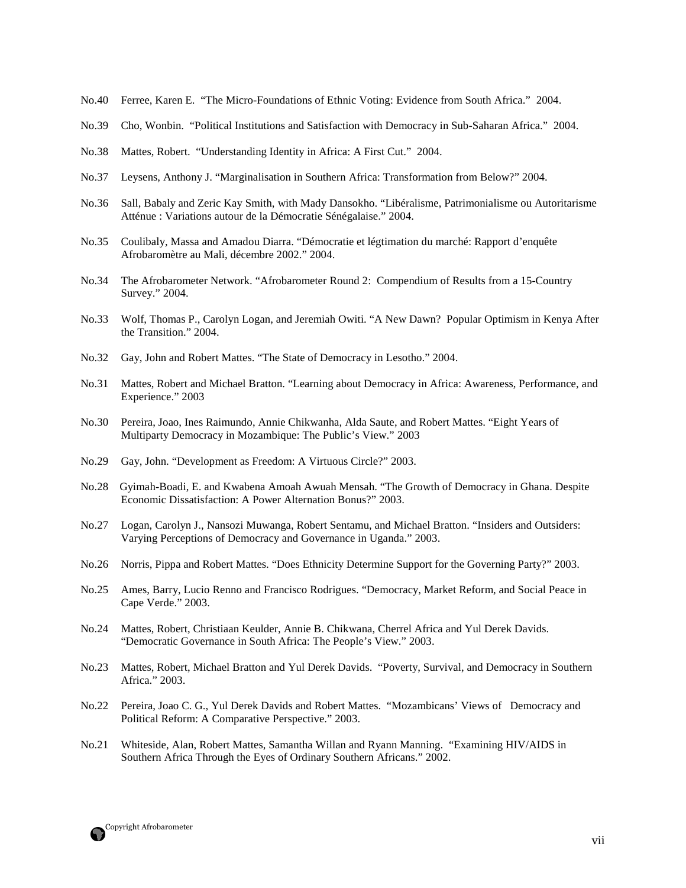No.40 Ferree, Karen E. “The Micro-Foundations of Ethnic Voting: Evidence from South Africa.” 2004.

No.39 Cho, Wonbin. “Political Institutions and Satisfaction with Democracy in Sub-Saharan Africa.” 2004.

No.38 Mattes, Robert. “Understanding Identity in Africa: A First Cut.” 2004.

No.37 Leysens, Anthony J. “Marginalisation in Southern Africa: Transformation from Below?” 2004.

No.36 Sall, Babaly and Zeric Kay Smith, with Mady Dansokho. “Libéralisme, Patrimonialisme ou Autoritarisme Atténue : Variations autour de la Démocratie Sénégalaise.” 2004.

No.35 Coulibaly, Massa and Amadou Diarra. “Démocratie et légtimation du marché: Rapport d’enquête Afrobaromètre au Mali, décembre 2002.” 2004.

No.34 The Afrobarometer Network. “Afrobarometer Round 2: Compendium of Results from a 15-Country Survey.” 2004.

No.33 Wolf, Thomas P., Carolyn Logan, and Jeremiah Owiti. “A New Dawn? Popular Optimism in Kenya After the Transition.” 2004.

No.32 Gay, John and Robert Mattes. “The State of Democracy in Lesotho.” 2004.

No.31 Mattes, Robert and Michael Bratton. “Learning about Democracy in Africa: Awareness, Performance, and Experience.” 2003

No.30 Pereira, Joao, Ines Raimundo, Annie Chikwanha, Alda Saute, and Robert Mattes. “Eight Years of Multiparty Democracy in Mozambique: The Public’s View.” 2003

No.29 Gay, John. “Development as Freedom: A Virtuous Circle?” 2003.

No.28 Gyimah-Boadi, E. and Kwabena Amoah Awuah Mensah. “The Growth of Democracy in Ghana. Despite Economic Dissatisfaction: A Power Alternation Bonus?” 2003.

No.27 Logan, Carolyn J., Nansozi Muwanga, Robert Sentamu, and Michael Bratton. “Insiders and Outsiders: Varying Perceptions of Democracy and Governance in Uganda.” 2003.

No.26 Norris, Pippa and Robert Mattes. “Does Ethnicity Determine Support for the Governing Party?” 2003.

No.25 Ames, Barry, Lucio Renno and Francisco Rodrigues. “Democracy, Market Reform, and Social Peace in Cape Verde.” 2003.

No.24 Mattes, Robert, Christiaan Keulder, Annie B. Chikwana, Cherrel Africa and Yul Derek Davids. “Democratic Governance in South Africa: The People’s View.” 2003.

No.23 Mattes, Robert, Michael Bratton and Yul Derek Davids. “Poverty, Survival, and Democracy in Southern Africa.” 2003.

No.22 Pereira, Joao C. G., Yul Derek Davids and Robert Mattes. “Mozambicans’ Views of Democracy and Political Reform: A Comparative Perspective.” 2003.

No.21 Whiteside, Alan, Robert Mattes, Samantha Willan and Ryann Manning. “Examining HIV/AIDS in Southern Africa Through the Eyes of Ordinary Southern Africans.” 2002.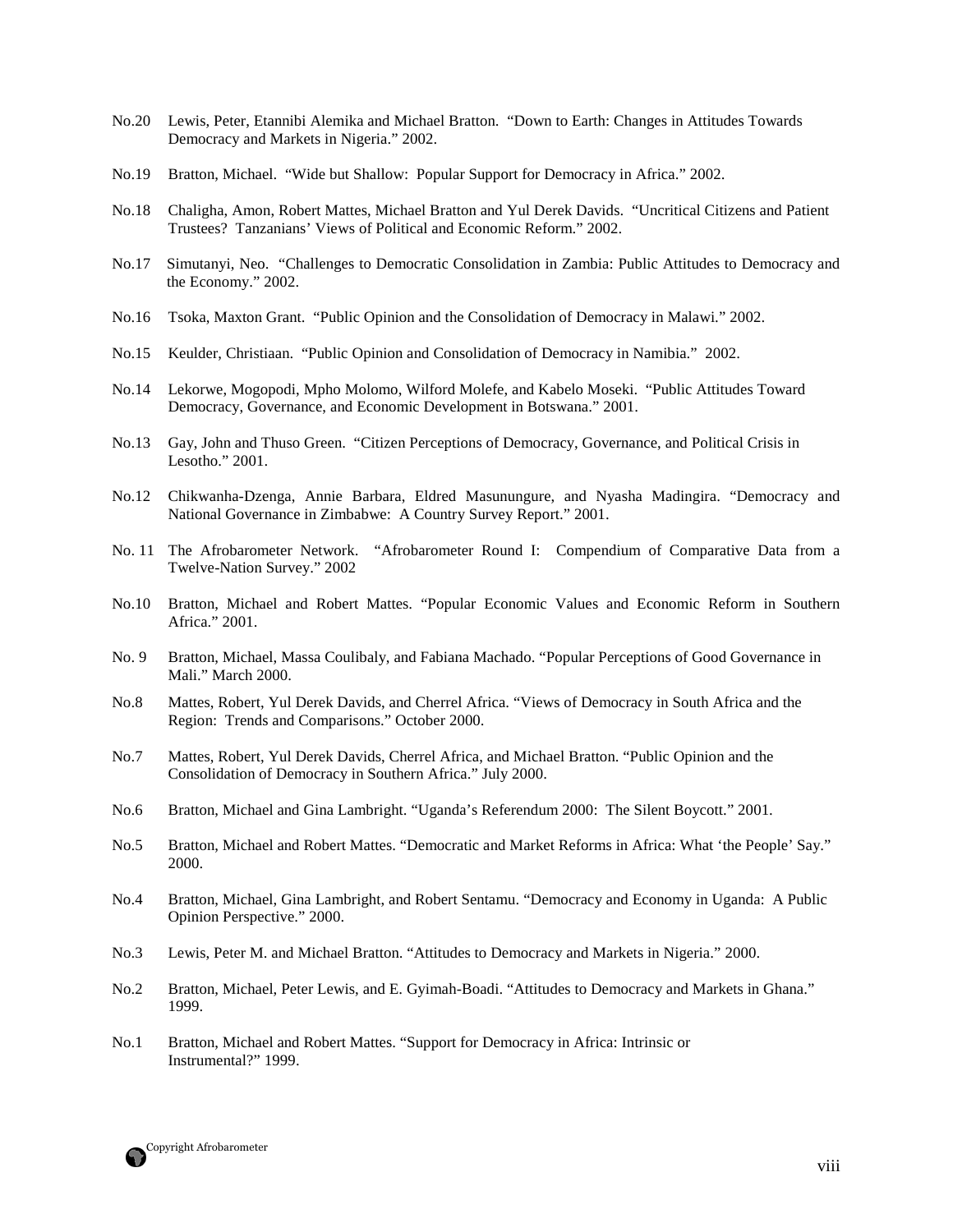No.20 Lewis, Peter, Etannibi Alemika and Michael Bratton. "Down to Earth: Changes in Attitudes Towards Democracy and Markets in Nigeria." 2002.

No.19 Bratton, Michael. "Wide but Shallow: Popular Support for Democracy in Africa." 2002.

No.18 Chaligha, Amon, Robert Mattes, Michael Bratton and Yul Derek Davids. "Uncritical Citizens and Patient Trustees? Tanzanians' Views of Political and Economic Reform." 2002.

No.17 Simutanyi, Neo. "Challenges to Democratic Consolidation in Zambia: Public Attitudes to Democracy and the Economy." 2002.

No.16 Tsoka, Maxton Grant. "Public Opinion and the Consolidation of Democracy in Malawi." 2002.

No.15 Keulder, Christiaan. "Public Opinion and Consolidation of Democracy in Namibia." 2002.

No.14 Lekorwe, Mogopodi, Mpho Molomo, Wilford Molefe, and Kabelo Moseki. "Public Attitudes Toward Democracy, Governance, and Economic Development in Botswana." 2001.

No.13 Gay, John and Thuso Green. "Citizen Perceptions of Democracy, Governance, and Political Crisis in Lesotho." 2001.

No.12 Chikwanha-Dzenga, Annie Barbara, Eldred Masunungure, and Nyasha Madingira. "Democracy and National Governance in Zimbabwe: A Country Survey Report." 2001.

No. 11 The Afrobarometer Network. "Afrobarometer Round I: Compendium of Comparative Data from a Twelve-Nation Survey." 2002

No.10 Bratton, Michael and Robert Mattes. "Popular Economic Values and Economic Reform in Southern Africa." 2001.

No. 9 Bratton, Michael, Massa Coulibaly, and Fabiana Machado. "Popular Perceptions of Good Governance in Mali." March 2000.

No.8 Mattes, Robert, Yul Derek Davids, and Cherrel Africa. "Views of Democracy in South Africa and the Region: Trends and Comparisons." October 2000.

No.7 Mattes, Robert, Yul Derek Davids, Cherrel Africa, and Michael Bratton. "Public Opinion and the Consolidation of Democracy in Southern Africa." July 2000.

No.6 Bratton, Michael and Gina Lambright. "Uganda's Referendum 2000: The Silent Boycott." 2001.

No.5 Bratton, Michael and Robert Mattes. "Democratic and Market Reforms in Africa: What 'the People' Say." 2000.

No.4 Bratton, Michael, Gina Lambright, and Robert Sentamu. "Democracy and Economy in Uganda: A Public Opinion Perspective." 2000.

No.3 Lewis, Peter M. and Michael Bratton. "Attitudes to Democracy and Markets in Nigeria." 2000.

No.2 Bratton, Michael, Peter Lewis, and E. Gyimah-Boadi. "Attitudes to Democracy and Markets in Ghana." 1999.

No.1 Bratton, Michael and Robert Mattes. "Support for Democracy in Africa: Intrinsic or Instrumental?" 1999.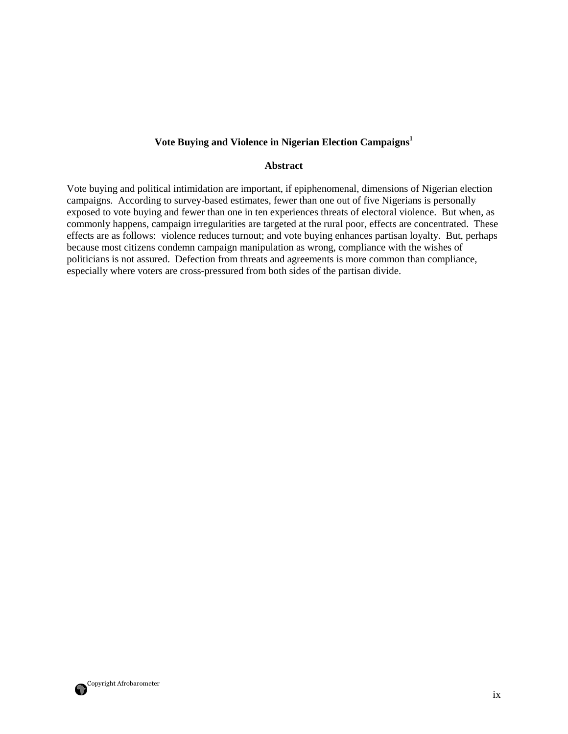# Vote Buying and Violence in Nigerian Election Campaigns[1]

## Abstract

Vote buying and political intimidation are important, if epiphenomenal, dimensions of Nigerian election campaigns. According to survey-based estimates, fewer than one out of five Nigerians is personally exposed to vote buying and fewer than one in ten experiences threats of electoral violence. But when, as commonly happens, campaign irregularities are targeted at the rural poor, effects are concentrated. These effects are as follows: violence reduces turnout; and vote buying enhances partisan loyalty. But, perhaps because most citizens condemn campaign manipulation as wrong, compliance with the wishes of politicians is not assured. Defection from threats and agreements is more common than compliance, especially where voters are cross-pressured from both sides of the partisan divide.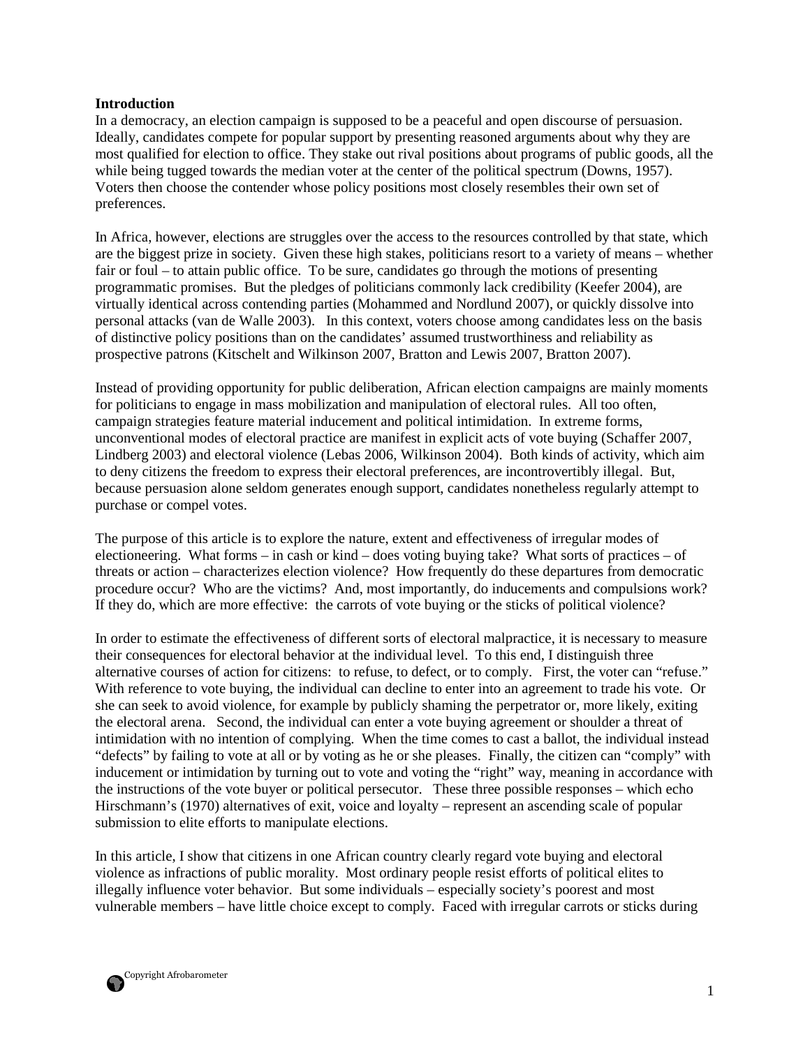## Introduction

In a democracy, an election campaign is supposed to be a peaceful and open discourse of persuasion. Ideally, candidates compete for popular support by presenting reasoned arguments about why they are most qualified for election to office. They stake out rival positions about programs of public goods, all the while being tugged towards the median voter at the center of the political spectrum (Downs, 1957). Voters then choose the contender whose policy positions most closely resembles their own set of preferences.

In Africa, however, elections are struggles over the access to the resources controlled by that state, which are the biggest prize in society. Given these high stakes, politicians resort to a variety of means – whether fair or foul – to attain public office. To be sure, candidates go through the motions of presenting programmatic promises. But the pledges of politicians commonly lack credibility (Keefer 2004), are virtually identical across contending parties (Mohammed and Nordlund 2007), or quickly dissolve into personal attacks (van de Walle 2003). In this context, voters choose among candidates less on the basis of distinctive policy positions than on the candidates' assumed trustworthiness and reliability as prospective patrons (Kitschelt and Wilkinson 2007, Bratton and Lewis 2007, Bratton 2007).

Instead of providing opportunity for public deliberation, African election campaigns are mainly moments for politicians to engage in mass mobilization and manipulation of electoral rules. All too often, campaign strategies feature material inducement and political intimidation. In extreme forms, unconventional modes of electoral practice are manifest in explicit acts of vote buying (Schaffer 2007, Lindberg 2003) and electoral violence (Lebas 2006, Wilkinson 2004). Both kinds of activity, which aim to deny citizens the freedom to express their electoral preferences, are incontrovertibly illegal. But, because persuasion alone seldom generates enough support, candidates nonetheless regularly attempt to purchase or compel votes.

The purpose of this article is to explore the nature, extent and effectiveness of irregular modes of electioneering. What forms – in cash or kind – does voting buying take? What sorts of practices – of threats or action – characterizes election violence? How frequently do these departures from democratic procedure occur? Who are the victims? And, most importantly, do inducements and compulsions work? If they do, which are more effective: the carrots of vote buying or the sticks of political violence?

In order to estimate the effectiveness of different sorts of electoral malpractice, it is necessary to measure their consequences for electoral behavior at the individual level. To this end, I distinguish three alternative courses of action for citizens: to refuse, to defect, or to comply. First, the voter can "refuse." With reference to vote buying, the individual can decline to enter into an agreement to trade his vote. Or she can seek to avoid violence, for example by publicly shaming the perpetrator or, more likely, exiting the electoral arena. Second, the individual can enter a vote buying agreement or shoulder a threat of intimidation with no intention of complying. When the time comes to cast a ballot, the individual instead "defects" by failing to vote at all or by voting as he or she pleases. Finally, the citizen can "comply" with inducement or intimidation by turning out to vote and voting the "right" way, meaning in accordance with the instructions of the vote buyer or political persecutor. These three possible responses – which echo Hirschmann's (1970) alternatives of exit, voice and loyalty – represent an ascending scale of popular submission to elite efforts to manipulate elections.

In this article, I show that citizens in one African country clearly regard vote buying and electoral violence as infractions of public morality. Most ordinary people resist efforts of political elites to illegally influence voter behavior. But some individuals – especially society's poorest and most vulnerable members – have little choice except to comply. Faced with irregular carrots or sticks during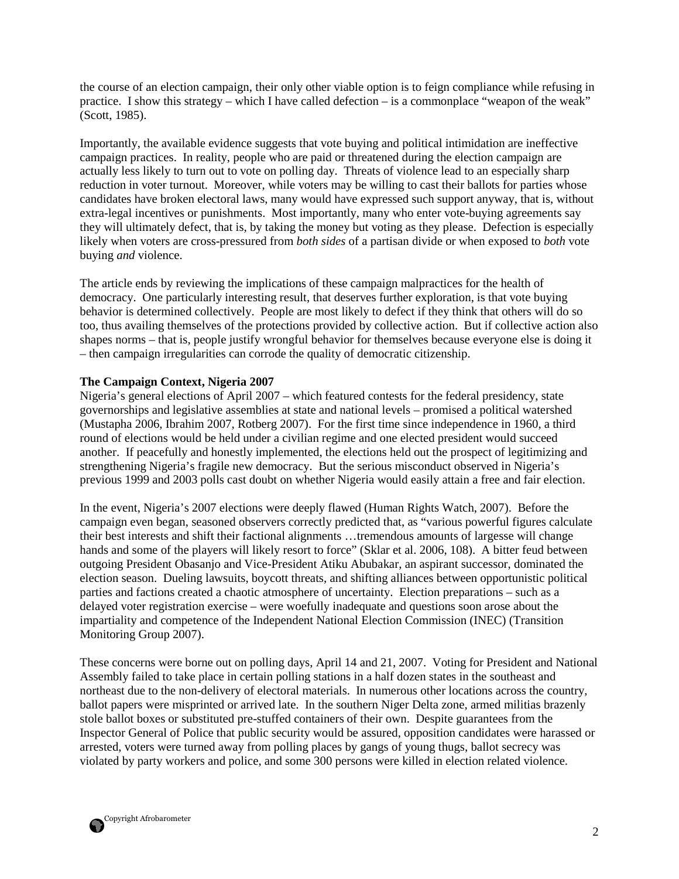the course of an election campaign, their only other viable option is to feign compliance while refusing in practice. I show this strategy – which I have called defection – is a commonplace "weapon of the weak" (Scott, 1985).

Importantly, the available evidence suggests that vote buying and political intimidation are ineffective campaign practices. In reality, people who are paid or threatened during the election campaign are actually less likely to turn out to vote on polling day. Threats of violence lead to an especially sharp reduction in voter turnout. Moreover, while voters may be willing to cast their ballots for parties whose candidates have broken electoral laws, many would have expressed such support anyway, that is, without extra-legal incentives or punishments. Most importantly, many who enter vote-buying agreements say they will ultimately defect, that is, by taking the money but voting as they please. Defection is especially likely when voters are cross-pressured from *both sides* of a partisan divide or when exposed to *both* vote buying *and* violence.

The article ends by reviewing the implications of these campaign malpractices for the health of democracy. One particularly interesting result, that deserves further exploration, is that vote buying behavior is determined collectively. People are most likely to defect if they think that others will do so too, thus availing themselves of the protections provided by collective action. But if collective action also shapes norms – that is, people justify wrongful behavior for themselves because everyone else is doing it – then campaign irregularities can corrode the quality of democratic citizenship.

**The Campaign Context, Nigeria 2007**

Nigeria's general elections of April 2007 – which featured contests for the federal presidency, state governorships and legislative assemblies at state and national levels – promised a political watershed (Mustapha 2006, Ibrahim 2007, Rotberg 2007). For the first time since independence in 1960, a third round of elections would be held under a civilian regime and one elected president would succeed another. If peacefully and honestly implemented, the elections held out the prospect of legitimizing and strengthening Nigeria's fragile new democracy. But the serious misconduct observed in Nigeria's previous 1999 and 2003 polls cast doubt on whether Nigeria would easily attain a free and fair election.

In the event, Nigeria's 2007 elections were deeply flawed (Human Rights Watch, 2007). Before the campaign even began, seasoned observers correctly predicted that, as "various powerful figures calculate their best interests and shift their factional alignments …tremendous amounts of largesse will change hands and some of the players will likely resort to force" (Sklar et al. 2006, 108). A bitter feud between outgoing President Obasanjo and Vice-President Atiku Abubakar, an aspirant successor, dominated the election season. Dueling lawsuits, boycott threats, and shifting alliances between opportunistic political parties and factions created a chaotic atmosphere of uncertainty. Election preparations – such as a delayed voter registration exercise – were woefully inadequate and questions soon arose about the impartiality and competence of the Independent National Election Commission (INEC) (Transition Monitoring Group 2007).

These concerns were borne out on polling days, April 14 and 21, 2007. Voting for President and National Assembly failed to take place in certain polling stations in a half dozen states in the southeast and northeast due to the non-delivery of electoral materials. In numerous other locations across the country, ballot papers were misprinted or arrived late. In the southern Niger Delta zone, armed militias brazenly stole ballot boxes or substituted pre-stuffed containers of their own. Despite guarantees from the Inspector General of Police that public security would be assured, opposition candidates were harassed or arrested, voters were turned away from polling places by gangs of young thugs, ballot secrecy was violated by party workers and police, and some 300 persons were killed in election related violence.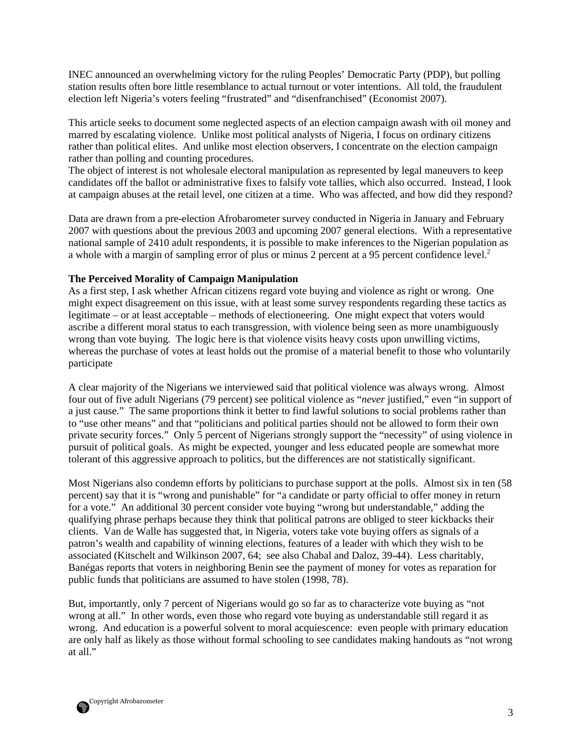INEC announced an overwhelming victory for the ruling Peoples' Democratic Party (PDP), but polling station results often bore little resemblance to actual turnout or voter intentions. All told, the fraudulent election left Nigeria's voters feeling "frustrated" and "disenfranchised" (Economist 2007).

This article seeks to document some neglected aspects of an election campaign awash with oil money and marred by escalating violence. Unlike most political analysts of Nigeria, I focus on ordinary citizens rather than political elites. And unlike most election observers, I concentrate on the election campaign rather than polling and counting procedures.
The object of interest is not wholesale electoral manipulation as represented by legal maneuvers to keep candidates off the ballot or administrative fixes to falsify vote tallies, which also occurred. Instead, I look at campaign abuses at the retail level, one citizen at a time. Who was affected, and how did they respond?

Data are drawn from a pre-election Afrobarometer survey conducted in Nigeria in January and February 2007 with questions about the previous 2003 and upcoming 2007 general elections. With a representative national sample of 2410 adult respondents, it is possible to make inferences to the Nigerian population as a whole with a margin of sampling error of plus or minus 2 percent at a 95 percent confidence level.[2]

**The Perceived Morality of Campaign Manipulation**
As a first step, I ask whether African citizens regard vote buying and violence as right or wrong. One might expect disagreement on this issue, with at least some survey respondents regarding these tactics as legitimate – or at least acceptable – methods of electioneering. One might expect that voters would ascribe a different moral status to each transgression, with violence being seen as more unambiguously wrong than vote buying. The logic here is that violence visits heavy costs upon unwilling victims, whereas the purchase of votes at least holds out the promise of a material benefit to those who voluntarily participate

A clear majority of the Nigerians we interviewed said that political violence was always wrong. Almost four out of five adult Nigerians (79 percent) see political violence as "*never* justified," even "in support of a just cause." The same proportions think it better to find lawful solutions to social problems rather than to "use other means" and that "politicians and political parties should not be allowed to form their own private security forces." Only 5 percent of Nigerians strongly support the "necessity" of using violence in pursuit of political goals. As might be expected, younger and less educated people are somewhat more tolerant of this aggressive approach to politics, but the differences are not statistically significant.

Most Nigerians also condemn efforts by politicians to purchase support at the polls. Almost six in ten (58 percent) say that it is "wrong and punishable" for "a candidate or party official to offer money in return for a vote." An additional 30 percent consider vote buying "wrong but understandable," adding the qualifying phrase perhaps because they think that political patrons are obliged to steer kickbacks their clients. Van de Walle has suggested that, in Nigeria, voters take vote buying offers as signals of a patron's wealth and capability of winning elections, features of a leader with which they wish to be associated (Kitschelt and Wilkinson 2007, 64; see also Chabal and Daloz, 39-44). Less charitably, Banégas reports that voters in neighboring Benin see the payment of money for votes as reparation for public funds that politicians are assumed to have stolen (1998, 78).

But, importantly, only 7 percent of Nigerians would go so far as to characterize vote buying as "not wrong at all." In other words, even those who regard vote buying as understandable still regard it as wrong. And education is a powerful solvent to moral acquiescence: even people with primary education are only half as likely as those without formal schooling to see candidates making handouts as "not wrong at all."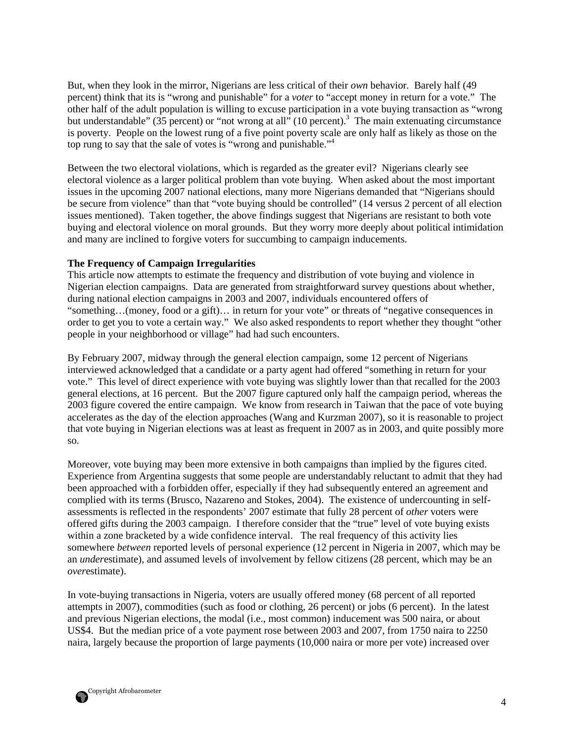But, when they look in the mirror, Nigerians are less critical of their *own* behavior. Barely half (49 percent) think that its is "wrong and punishable" for a *voter* to "accept money in return for a vote." The other half of the adult population is willing to excuse participation in a vote buying transaction as "wrong but understandable" (35 percent) or "not wrong at all" (10 percent).[3] The main extenuating circumstance is poverty. People on the lowest rung of a five point poverty scale are only half as likely as those on the top rung to say that the sale of votes is "wrong and punishable."[4]

Between the two electoral violations, which is regarded as the greater evil? Nigerians clearly see electoral violence as a larger political problem than vote buying. When asked about the most important issues in the upcoming 2007 national elections, many more Nigerians demanded that "Nigerians should be secure from violence" than that "vote buying should be controlled" (14 versus 2 percent of all election issues mentioned). Taken together, the above findings suggest that Nigerians are resistant to both vote buying and electoral violence on moral grounds. But they worry more deeply about political intimidation and many are inclined to forgive voters for succumbing to campaign inducements.

**The Frequency of Campaign Irregularities**

This article now attempts to estimate the frequency and distribution of vote buying and violence in Nigerian election campaigns. Data are generated from straightforward survey questions about whether, during national election campaigns in 2003 and 2007, individuals encountered offers of "something…(money, food or a gift)… in return for your vote" or threats of "negative consequences in order to get you to vote a certain way." We also asked respondents to report whether they thought "other people in your neighborhood or village" had had such encounters.

By February 2007, midway through the general election campaign, some 12 percent of Nigerians interviewed acknowledged that a candidate or a party agent had offered "something in return for your vote." This level of direct experience with vote buying was slightly lower than that recalled for the 2003 general elections, at 16 percent. But the 2007 figure captured only half the campaign period, whereas the 2003 figure covered the entire campaign. We know from research in Taiwan that the pace of vote buying accelerates as the day of the election approaches (Wang and Kurzman 2007), so it is reasonable to project that vote buying in Nigerian elections was at least as frequent in 2007 as in 2003, and quite possibly more so.

Moreover, vote buying may been more extensive in both campaigns than implied by the figures cited. Experience from Argentina suggests that some people are understandably reluctant to admit that they had been approached with a forbidden offer, especially if they had subsequently entered an agreement and complied with its terms (Brusco, Nazareno and Stokes, 2004). The existence of undercounting in self-assessments is reflected in the respondents' 2007 estimate that fully 28 percent of *other* voters were offered gifts during the 2003 campaign. I therefore consider that the "true" level of vote buying exists within a zone bracketed by a wide confidence interval. The real frequency of this activity lies somewhere *between* reported levels of personal experience (12 percent in Nigeria in 2007, which may be an *under*estimate), and assumed levels of involvement by fellow citizens (28 percent, which may be an *over*estimate).

In vote-buying transactions in Nigeria, voters are usually offered money (68 percent of all reported attempts in 2007), commodities (such as food or clothing, 26 percent) or jobs (6 percent). In the latest and previous Nigerian elections, the modal (i.e., most common) inducement was 500 naira, or about US$4. But the median price of a vote payment rose between 2003 and 2007, from 1750 naira to 2250 naira, largely because the proportion of large payments (10,000 naira or more per vote) increased over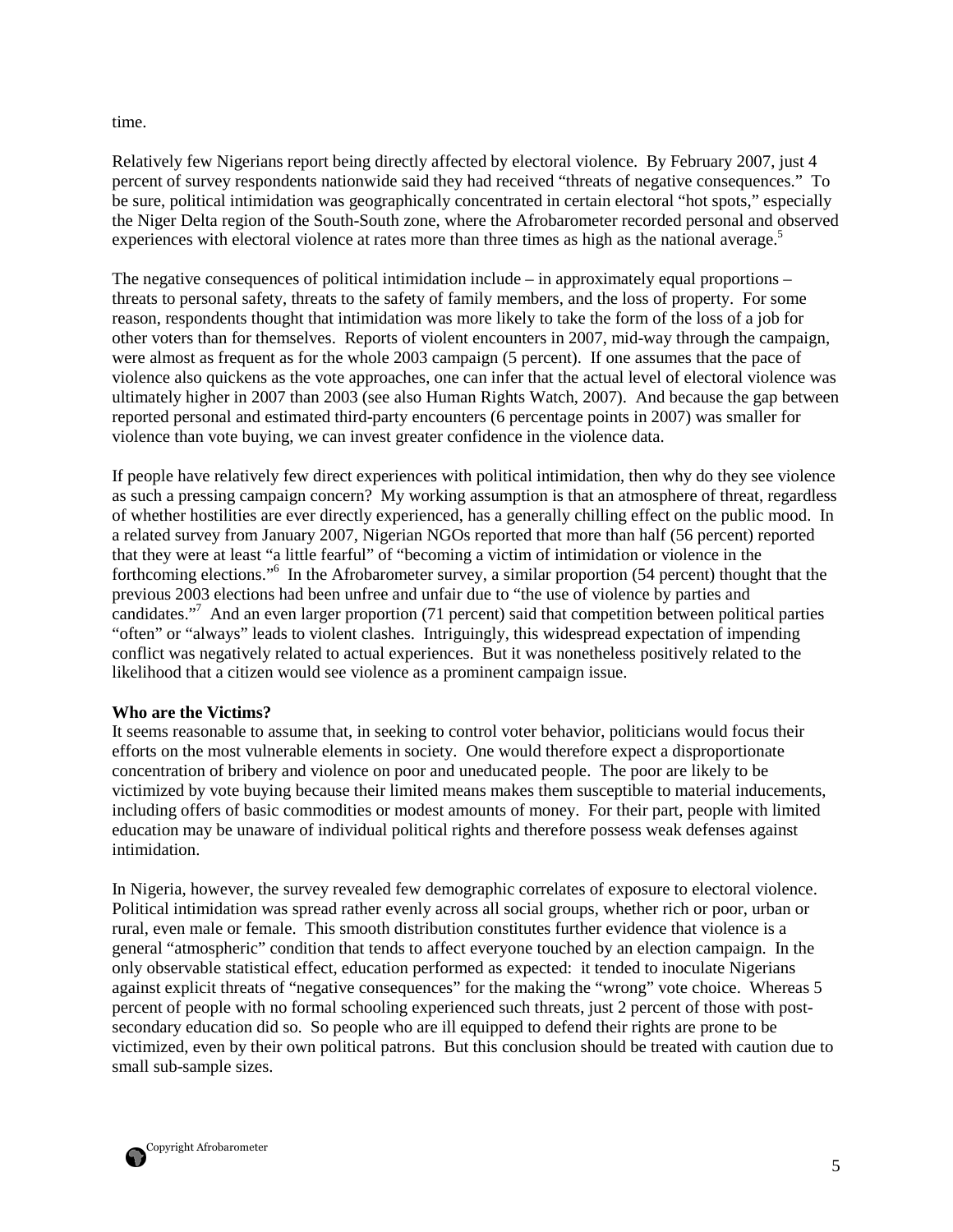time.

Relatively few Nigerians report being directly affected by electoral violence. By February 2007, just 4 percent of survey respondents nationwide said they had received "threats of negative consequences." To be sure, political intimidation was geographically concentrated in certain electoral "hot spots," especially the Niger Delta region of the South-South zone, where the Afrobarometer recorded personal and observed experiences with electoral violence at rates more than three times as high as the national average.[5]

The negative consequences of political intimidation include – in approximately equal proportions – threats to personal safety, threats to the safety of family members, and the loss of property. For some reason, respondents thought that intimidation was more likely to take the form of the loss of a job for other voters than for themselves. Reports of violent encounters in 2007, mid-way through the campaign, were almost as frequent as for the whole 2003 campaign (5 percent). If one assumes that the pace of violence also quickens as the vote approaches, one can infer that the actual level of electoral violence was ultimately higher in 2007 than 2003 (see also Human Rights Watch, 2007). And because the gap between reported personal and estimated third-party encounters (6 percentage points in 2007) was smaller for violence than vote buying, we can invest greater confidence in the violence data.

If people have relatively few direct experiences with political intimidation, then why do they see violence as such a pressing campaign concern? My working assumption is that an atmosphere of threat, regardless of whether hostilities are ever directly experienced, has a generally chilling effect on the public mood. In a related survey from January 2007, Nigerian NGOs reported that more than half (56 percent) reported that they were at least "a little fearful" of "becoming a victim of intimidation or violence in the forthcoming elections."[6] In the Afrobarometer survey, a similar proportion (54 percent) thought that the previous 2003 elections had been unfree and unfair due to "the use of violence by parties and candidates."[7] And an even larger proportion (71 percent) said that competition between political parties "often" or "always" leads to violent clashes. Intriguingly, this widespread expectation of impending conflict was negatively related to actual experiences. But it was nonetheless positively related to the likelihood that a citizen would see violence as a prominent campaign issue.

**Who are the Victims?**

It seems reasonable to assume that, in seeking to control voter behavior, politicians would focus their efforts on the most vulnerable elements in society. One would therefore expect a disproportionate concentration of bribery and violence on poor and uneducated people. The poor are likely to be victimized by vote buying because their limited means makes them susceptible to material inducements, including offers of basic commodities or modest amounts of money. For their part, people with limited education may be unaware of individual political rights and therefore possess weak defenses against intimidation.

In Nigeria, however, the survey revealed few demographic correlates of exposure to electoral violence. Political intimidation was spread rather evenly across all social groups, whether rich or poor, urban or rural, even male or female. This smooth distribution constitutes further evidence that violence is a general "atmospheric" condition that tends to affect everyone touched by an election campaign. In the only observable statistical effect, education performed as expected: it tended to inoculate Nigerians against explicit threats of "negative consequences" for the making the "wrong" vote choice. Whereas 5 percent of people with no formal schooling experienced such threats, just 2 percent of those with post-secondary education did so. So people who are ill equipped to defend their rights are prone to be victimized, even by their own political patrons. But this conclusion should be treated with caution due to small sub-sample sizes.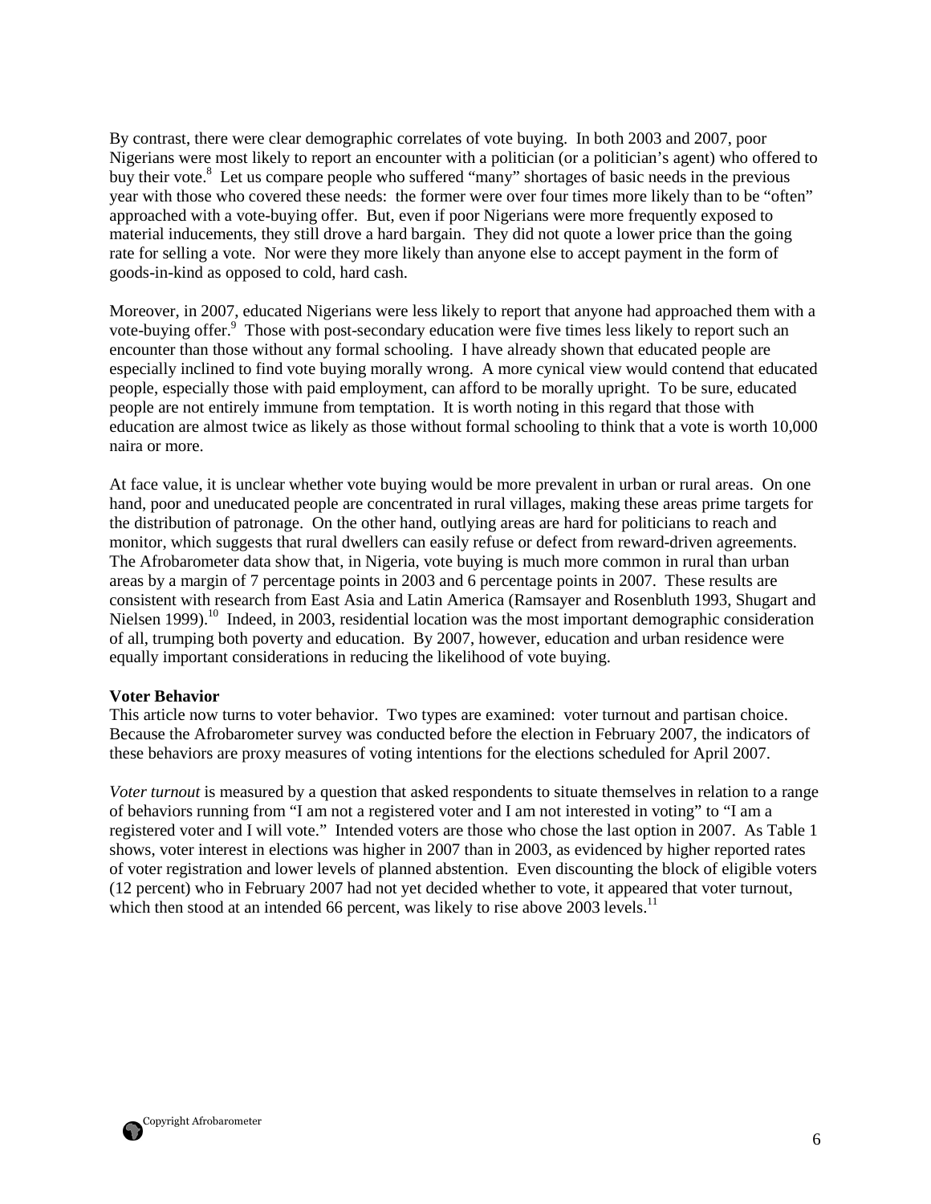By contrast, there were clear demographic correlates of vote buying. In both 2003 and 2007, poor Nigerians were most likely to report an encounter with a politician (or a politician's agent) who offered to buy their vote.[8] Let us compare people who suffered "many" shortages of basic needs in the previous year with those who covered these needs: the former were over four times more likely than to be "often" approached with a vote-buying offer. But, even if poor Nigerians were more frequently exposed to material inducements, they still drove a hard bargain. They did not quote a lower price than the going rate for selling a vote. Nor were they more likely than anyone else to accept payment in the form of goods-in-kind as opposed to cold, hard cash.

Moreover, in 2007, educated Nigerians were less likely to report that anyone had approached them with a vote-buying offer.[9] Those with post-secondary education were five times less likely to report such an encounter than those without any formal schooling. I have already shown that educated people are especially inclined to find vote buying morally wrong. A more cynical view would contend that educated people, especially those with paid employment, can afford to be morally upright. To be sure, educated people are not entirely immune from temptation. It is worth noting in this regard that those with education are almost twice as likely as those without formal schooling to think that a vote is worth 10,000 naira or more.

At face value, it is unclear whether vote buying would be more prevalent in urban or rural areas. On one hand, poor and uneducated people are concentrated in rural villages, making these areas prime targets for the distribution of patronage. On the other hand, outlying areas are hard for politicians to reach and monitor, which suggests that rural dwellers can easily refuse or defect from reward-driven agreements. The Afrobarometer data show that, in Nigeria, vote buying is much more common in rural than urban areas by a margin of 7 percentage points in 2003 and 6 percentage points in 2007. These results are consistent with research from East Asia and Latin America (Ramsayer and Rosenbluth 1993, Shugart and Nielsen 1999).[10] Indeed, in 2003, residential location was the most important demographic consideration of all, trumping both poverty and education. By 2007, however, education and urban residence were equally important considerations in reducing the likelihood of vote buying.

**Voter Behavior**

This article now turns to voter behavior. Two types are examined: voter turnout and partisan choice. Because the Afrobarometer survey was conducted before the election in February 2007, the indicators of these behaviors are proxy measures of voting intentions for the elections scheduled for April 2007.

*Voter turnout* is measured by a question that asked respondents to situate themselves in relation to a range of behaviors running from "I am not a registered voter and I am not interested in voting" to "I am a registered voter and I will vote." Intended voters are those who chose the last option in 2007. As Table 1 shows, voter interest in elections was higher in 2007 than in 2003, as evidenced by higher reported rates of voter registration and lower levels of planned abstention. Even discounting the block of eligible voters (12 percent) who in February 2007 had not yet decided whether to vote, it appeared that voter turnout, which then stood at an intended 66 percent, was likely to rise above 2003 levels.[11]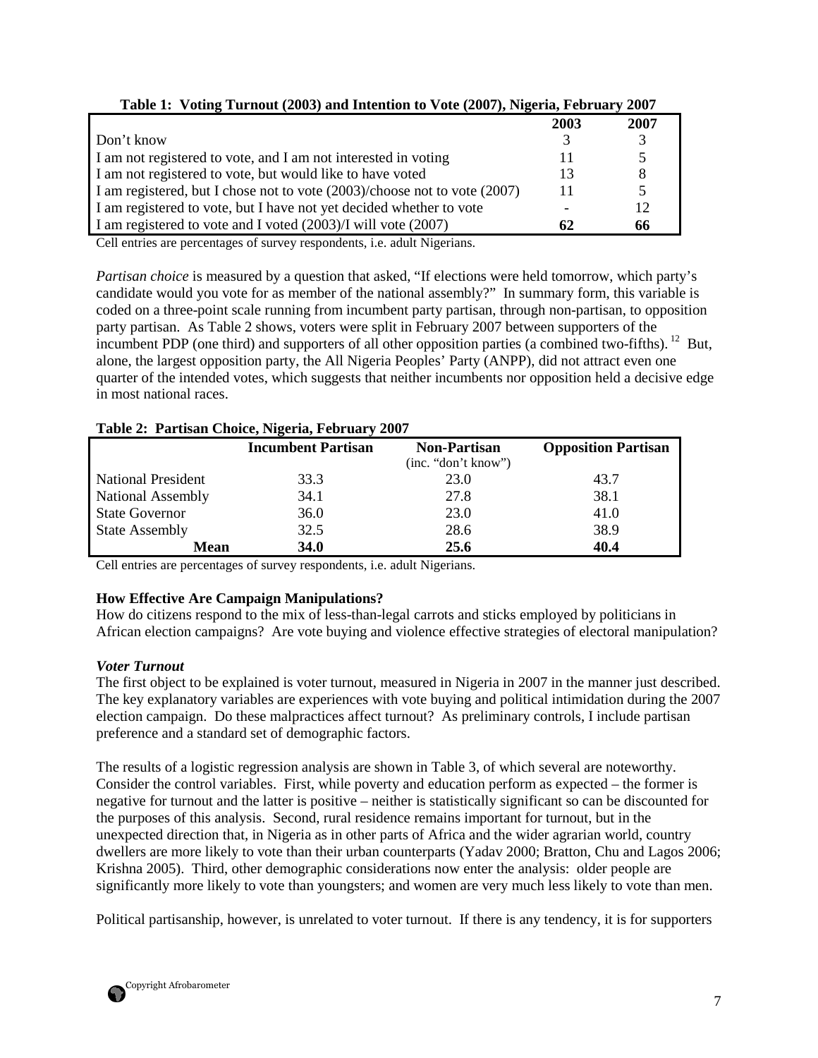**Table 1: Voting Turnout (2003) and Intention to Vote (2007), Nigeria, February 2007**

| | 2003 | 2007 |
|---|---|---|
| Don't know | 3 | 3 |
| I am not registered to vote, and I am not interested in voting | 11 | 5 |
| I am not registered to vote, but would like to have voted | 13 | 8 |
| I am registered, but I chose not to vote (2003)/choose not to vote (2007) | 11 | 5 |
| I am registered to vote, but I have not yet decided whether to vote | - | 12 |
| I am registered to vote and I voted (2003)/I will vote (2007) | **62** | **66** |

Cell entries are percentages of survey respondents, i.e. adult Nigerians.

*Partisan choice* is measured by a question that asked, "If elections were held tomorrow, which party's candidate would you vote for as member of the national assembly?" In summary form, this variable is coded on a three-point scale running from incumbent party partisan, through non-partisan, to opposition party partisan. As Table 2 shows, voters were split in February 2007 between supporters of the incumbent PDP (one third) and supporters of all other opposition parties (a combined two-fifths).[12] But, alone, the largest opposition party, the All Nigeria Peoples' Party (ANPP), did not attract even one quarter of the intended votes, which suggests that neither incumbents nor opposition held a decisive edge in most national races.

**Table 2: Partisan Choice, Nigeria, February 2007**

| | Incumbent Partisan | Non-Partisan (inc. "don't know") | Opposition Partisan |
|---|---|---|---|
| National President | 33.3 | 23.0 | 43.7 |
| National Assembly | 34.1 | 27.8 | 38.1 |
| State Governor | 36.0 | 23.0 | 41.0 |
| State Assembly | 32.5 | 28.6 | 38.9 |
| **Mean** | **34.0** | **25.6** | **40.4** |

Cell entries are percentages of survey respondents, i.e. adult Nigerians.

### How Effective Are Campaign Manipulations?

How do citizens respond to the mix of less-than-legal carrots and sticks employed by politicians in African election campaigns? Are vote buying and violence effective strategies of electoral manipulation?

#### *Voter Turnout*

The first object to be explained is voter turnout, measured in Nigeria in 2007 in the manner just described. The key explanatory variables are experiences with vote buying and political intimidation during the 2007 election campaign. Do these malpractices affect turnout? As preliminary controls, I include partisan preference and a standard set of demographic factors.

The results of a logistic regression analysis are shown in Table 3, of which several are noteworthy. Consider the control variables. First, while poverty and education perform as expected – the former is negative for turnout and the latter is positive – neither is statistically significant so can be discounted for the purposes of this analysis. Second, rural residence remains important for turnout, but in the unexpected direction that, in Nigeria as in other parts of Africa and the wider agrarian world, country dwellers are more likely to vote than their urban counterparts (Yadav 2000; Bratton, Chu and Lagos 2006; Krishna 2005). Third, other demographic considerations now enter the analysis: older people are significantly more likely to vote than youngsters; and women are very much less likely to vote than men.

Political partisanship, however, is unrelated to voter turnout. If there is any tendency, it is for supporters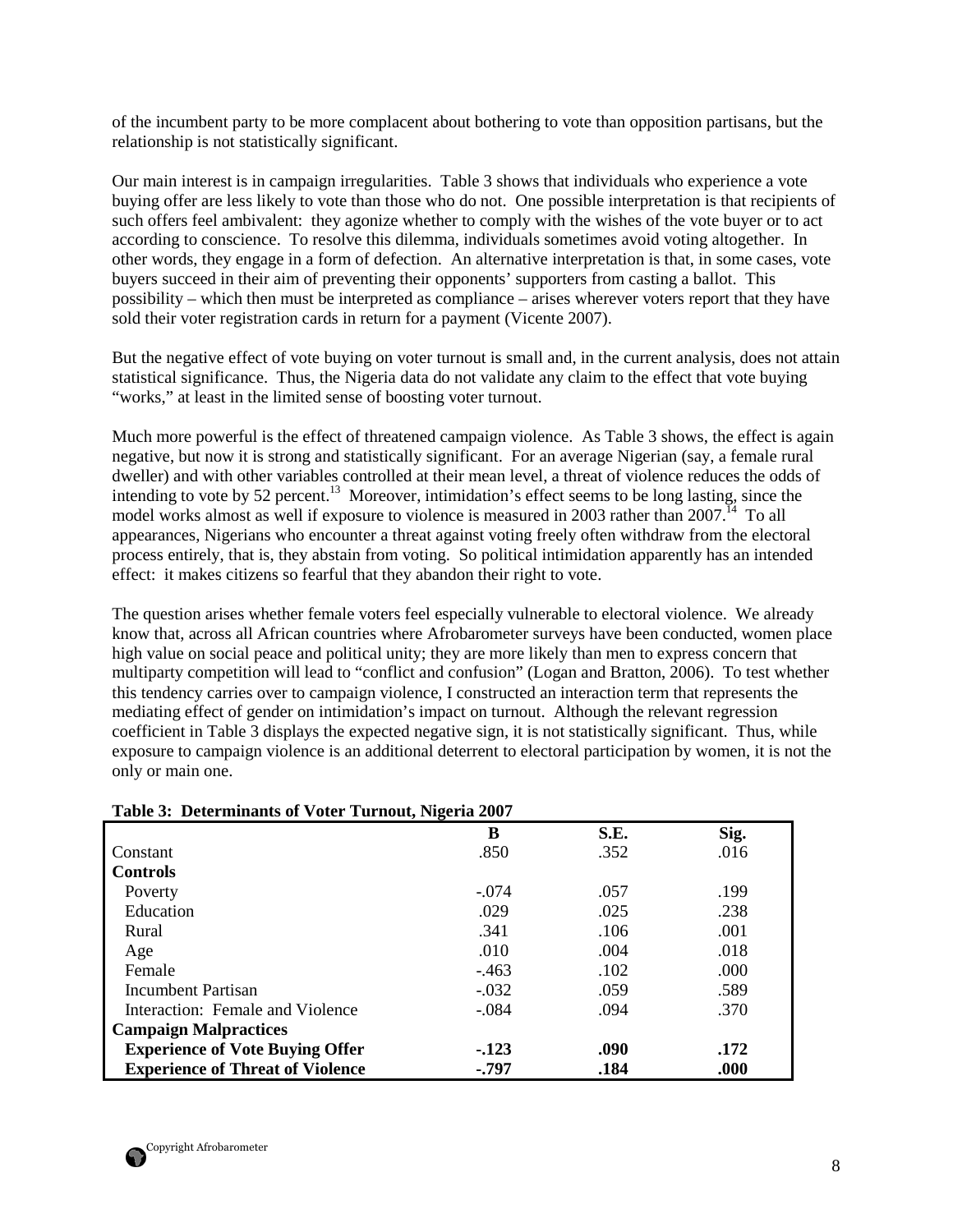of the incumbent party to be more complacent about bothering to vote than opposition partisans, but the relationship is not statistically significant.

Our main interest is in campaign irregularities. Table 3 shows that individuals who experience a vote buying offer are less likely to vote than those who do not. One possible interpretation is that recipients of such offers feel ambivalent: they agonize whether to comply with the wishes of the vote buyer or to act according to conscience. To resolve this dilemma, individuals sometimes avoid voting altogether. In other words, they engage in a form of defection. An alternative interpretation is that, in some cases, vote buyers succeed in their aim of preventing their opponents' supporters from casting a ballot. This possibility – which then must be interpreted as compliance – arises wherever voters report that they have sold their voter registration cards in return for a payment (Vicente 2007).

But the negative effect of vote buying on voter turnout is small and, in the current analysis, does not attain statistical significance. Thus, the Nigeria data do not validate any claim to the effect that vote buying "works," at least in the limited sense of boosting voter turnout.

Much more powerful is the effect of threatened campaign violence. As Table 3 shows, the effect is again negative, but now it is strong and statistically significant. For an average Nigerian (say, a female rural dweller) and with other variables controlled at their mean level, a threat of violence reduces the odds of intending to vote by 52 percent.[13] Moreover, intimidation's effect seems to be long lasting, since the model works almost as well if exposure to violence is measured in 2003 rather than 2007.[14] To all appearances, Nigerians who encounter a threat against voting freely often withdraw from the electoral process entirely, that is, they abstain from voting. So political intimidation apparently has an intended effect: it makes citizens so fearful that they abandon their right to vote.

The question arises whether female voters feel especially vulnerable to electoral violence. We already know that, across all African countries where Afrobarometer surveys have been conducted, women place high value on social peace and political unity; they are more likely than men to express concern that multiparty competition will lead to "conflict and confusion" (Logan and Bratton, 2006). To test whether this tendency carries over to campaign violence, I constructed an interaction term that represents the mediating effect of gender on intimidation's impact on turnout. Although the relevant regression coefficient in Table 3 displays the expected negative sign, it is not statistically significant. Thus, while exposure to campaign violence is an additional deterrent to electoral participation by women, it is not the only or main one.

**Table 3: Determinants of Voter Turnout, Nigeria 2007**

| | B | S.E. | Sig. |
|---|---|---|---|
| Constant | .850 | .352 | .016 |
| **Controls** | | | |
| Poverty | -.074 | .057 | .199 |
| Education | .029 | .025 | .238 |
| Rural | .341 | .106 | .001 |
| Age | .010 | .004 | .018 |
| Female | -.463 | .102 | .000 |
| Incumbent Partisan | -.032 | .059 | .589 |
| Interaction: Female and Violence | -.084 | .094 | .370 |
| **Campaign Malpractices** | | | |
| **Experience of Vote Buying Offer** | **-.123** | **.090** | **.172** |
| **Experience of Threat of Violence** | **-.797** | **.184** | **.000** |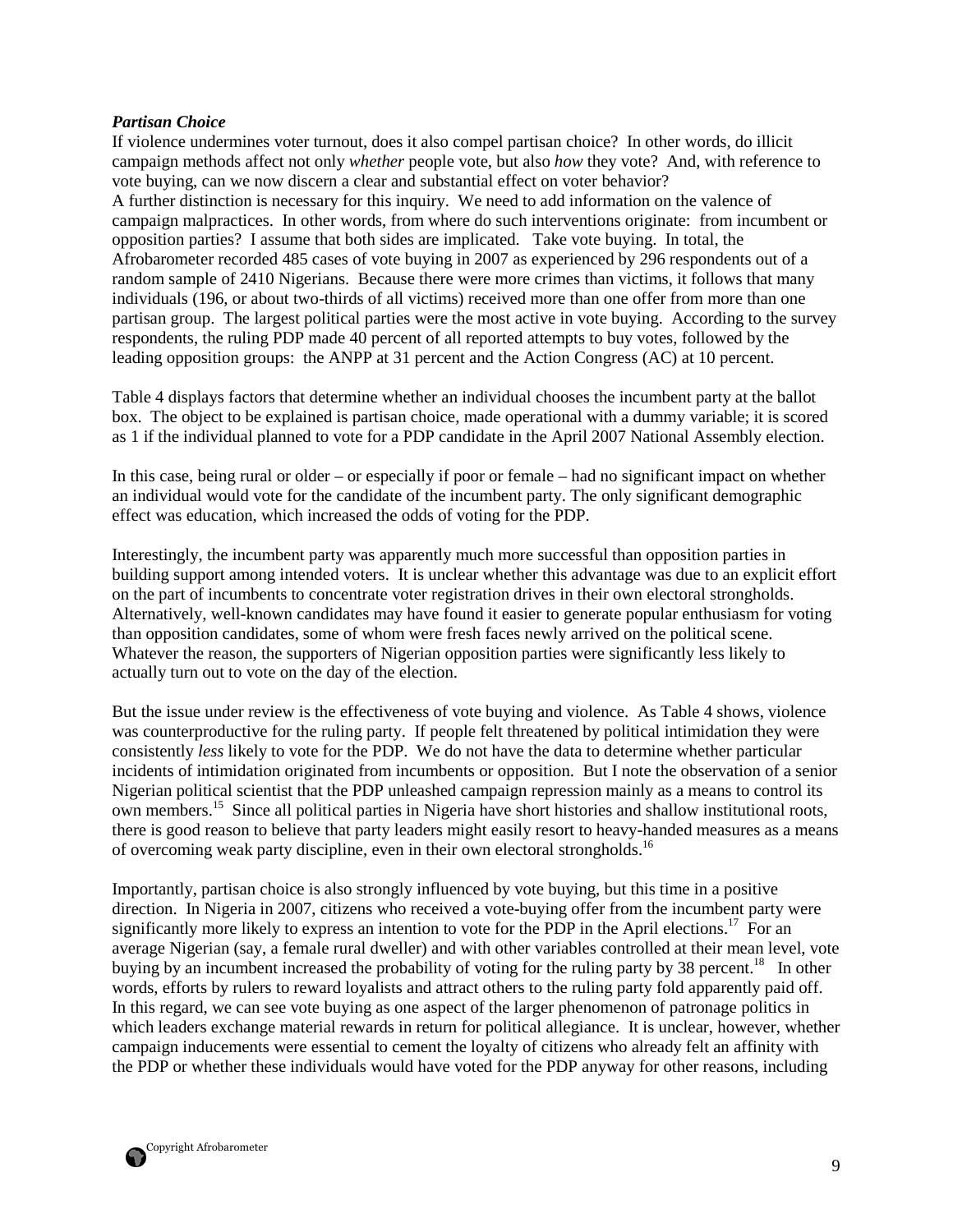### *Partisan Choice*

If violence undermines voter turnout, does it also compel partisan choice? In other words, do illicit campaign methods affect not only *whether* people vote, but also *how* they vote? And, with reference to vote buying, can we now discern a clear and substantial effect on voter behavior?

A further distinction is necessary for this inquiry. We need to add information on the valence of campaign malpractices. In other words, from where do such interventions originate: from incumbent or opposition parties? I assume that both sides are implicated. Take vote buying. In total, the Afrobarometer recorded 485 cases of vote buying in 2007 as experienced by 296 respondents out of a random sample of 2410 Nigerians. Because there were more crimes than victims, it follows that many individuals (196, or about two-thirds of all victims) received more than one offer from more than one partisan group. The largest political parties were the most active in vote buying. According to the survey respondents, the ruling PDP made 40 percent of all reported attempts to buy votes, followed by the leading opposition groups: the ANPP at 31 percent and the Action Congress (AC) at 10 percent.

Table 4 displays factors that determine whether an individual chooses the incumbent party at the ballot box. The object to be explained is partisan choice, made operational with a dummy variable; it is scored as 1 if the individual planned to vote for a PDP candidate in the April 2007 National Assembly election.

In this case, being rural or older – or especially if poor or female – had no significant impact on whether an individual would vote for the candidate of the incumbent party. The only significant demographic effect was education, which increased the odds of voting for the PDP.

Interestingly, the incumbent party was apparently much more successful than opposition parties in building support among intended voters. It is unclear whether this advantage was due to an explicit effort on the part of incumbents to concentrate voter registration drives in their own electoral strongholds. Alternatively, well-known candidates may have found it easier to generate popular enthusiasm for voting than opposition candidates, some of whom were fresh faces newly arrived on the political scene. Whatever the reason, the supporters of Nigerian opposition parties were significantly less likely to actually turn out to vote on the day of the election.

But the issue under review is the effectiveness of vote buying and violence. As Table 4 shows, violence was counterproductive for the ruling party. If people felt threatened by political intimidation they were consistently *less* likely to vote for the PDP. We do not have the data to determine whether particular incidents of intimidation originated from incumbents or opposition. But I note the observation of a senior Nigerian political scientist that the PDP unleashed campaign repression mainly as a means to control its own members.[15] Since all political parties in Nigeria have short histories and shallow institutional roots, there is good reason to believe that party leaders might easily resort to heavy-handed measures as a means of overcoming weak party discipline, even in their own electoral strongholds.[16]

Importantly, partisan choice is also strongly influenced by vote buying, but this time in a positive direction. In Nigeria in 2007, citizens who received a vote-buying offer from the incumbent party were significantly more likely to express an intention to vote for the PDP in the April elections.[17] For an average Nigerian (say, a female rural dweller) and with other variables controlled at their mean level, vote buying by an incumbent increased the probability of voting for the ruling party by 38 percent.[18] In other words, efforts by rulers to reward loyalists and attract others to the ruling party fold apparently paid off. In this regard, we can see vote buying as one aspect of the larger phenomenon of patronage politics in which leaders exchange material rewards in return for political allegiance. It is unclear, however, whether campaign inducements were essential to cement the loyalty of citizens who already felt an affinity with the PDP or whether these individuals would have voted for the PDP anyway for other reasons, including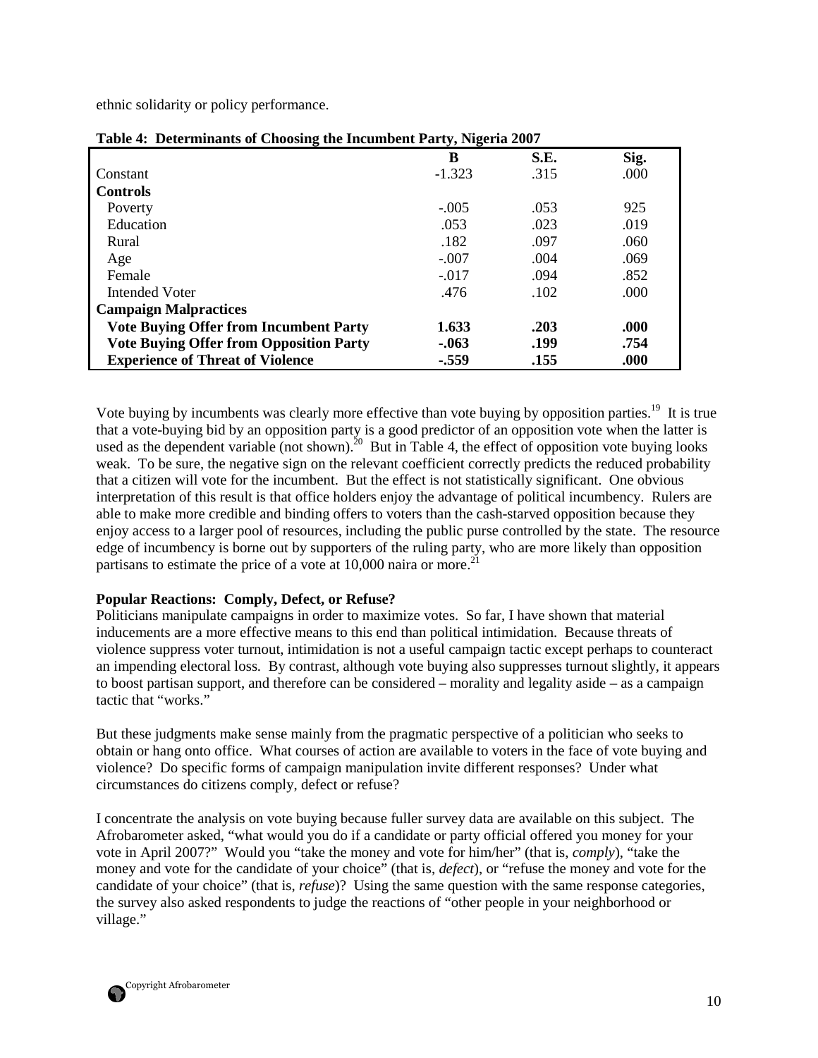ethnic solidarity or policy performance.

**Table 4: Determinants of Choosing the Incumbent Party, Nigeria 2007**

| | B | S.E. | Sig. |
|---|---|---|---|
| Constant | -1.323 | .315 | .000 |
| **Controls** | | | |
| Poverty | -.005 | .053 | 925 |
| Education | .053 | .023 | .019 |
| Rural | .182 | .097 | .060 |
| Age | -.007 | .004 | .069 |
| Female | -.017 | .094 | .852 |
| Intended Voter | .476 | .102 | .000 |
| **Campaign Malpractices** | | | |
| **Vote Buying Offer from Incumbent Party** | **1.633** | **.203** | **.000** |
| **Vote Buying Offer from Opposition Party** | **-.063** | **.199** | **.754** |
| **Experience of Threat of Violence** | **-.559** | **.155** | **.000** |

Vote buying by incumbents was clearly more effective than vote buying by opposition parties.[19] It is true that a vote-buying bid by an opposition party is a good predictor of an opposition vote when the latter is used as the dependent variable (not shown).[20] But in Table 4, the effect of opposition vote buying looks weak. To be sure, the negative sign on the relevant coefficient correctly predicts the reduced probability that a citizen will vote for the incumbent. But the effect is not statistically significant. One obvious interpretation of this result is that office holders enjoy the advantage of political incumbency. Rulers are able to make more credible and binding offers to voters than the cash-starved opposition because they enjoy access to a larger pool of resources, including the public purse controlled by the state. The resource edge of incumbency is borne out by supporters of the ruling party, who are more likely than opposition partisans to estimate the price of a vote at 10,000 naira or more.[21]

**Popular Reactions: Comply, Defect, or Refuse?**

Politicians manipulate campaigns in order to maximize votes. So far, I have shown that material inducements are a more effective means to this end than political intimidation. Because threats of violence suppress voter turnout, intimidation is not a useful campaign tactic except perhaps to counteract an impending electoral loss. By contrast, although vote buying also suppresses turnout slightly, it appears to boost partisan support, and therefore can be considered – morality and legality aside – as a campaign tactic that "works."

But these judgments make sense mainly from the pragmatic perspective of a politician who seeks to obtain or hang onto office. What courses of action are available to voters in the face of vote buying and violence? Do specific forms of campaign manipulation invite different responses? Under what circumstances do citizens comply, defect or refuse?

I concentrate the analysis on vote buying because fuller survey data are available on this subject. The Afrobarometer asked, "what would you do if a candidate or party official offered you money for your vote in April 2007?" Would you "take the money and vote for him/her" (that is, *comply*), "take the money and vote for the candidate of your choice" (that is, *defect*), or "refuse the money and vote for the candidate of your choice" (that is, *refuse*)? Using the same question with the same response categories, the survey also asked respondents to judge the reactions of "other people in your neighborhood or village."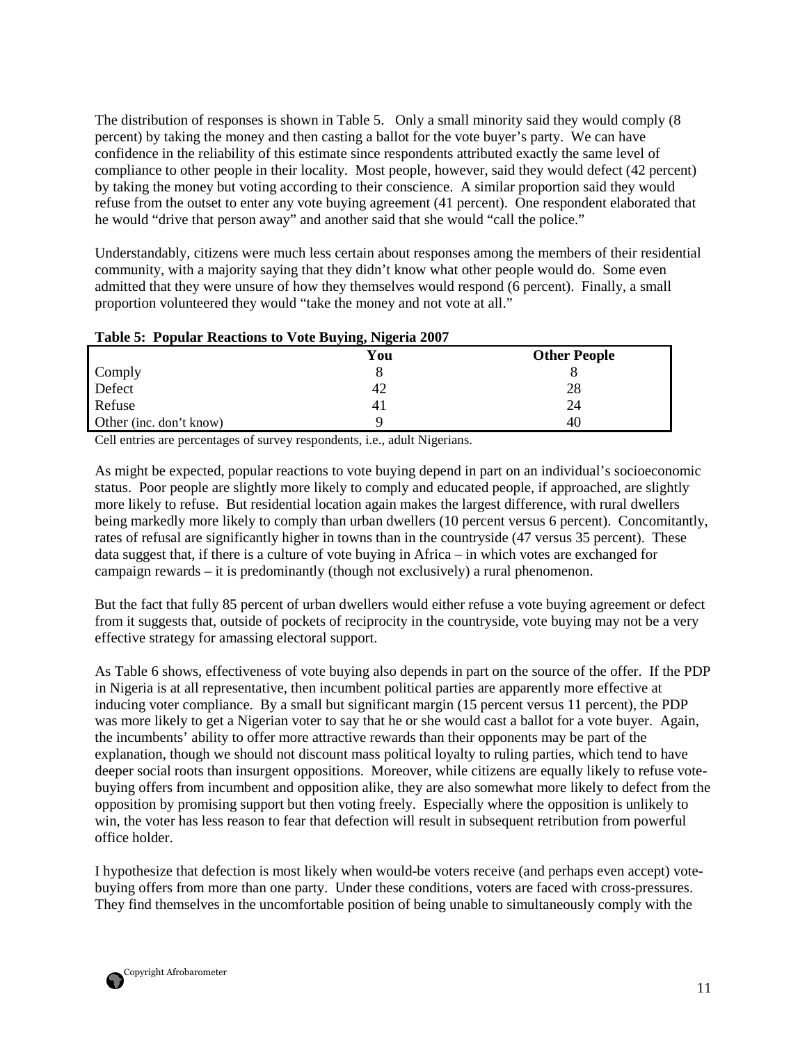The distribution of responses is shown in Table 5. Only a small minority said they would comply (8 percent) by taking the money and then casting a ballot for the vote buyer's party. We can have confidence in the reliability of this estimate since respondents attributed exactly the same level of compliance to other people in their locality. Most people, however, said they would defect (42 percent) by taking the money but voting according to their conscience. A similar proportion said they would refuse from the outset to enter any vote buying agreement (41 percent). One respondent elaborated that he would "drive that person away" and another said that she would "call the police."

Understandably, citizens were much less certain about responses among the members of their residential community, with a majority saying that they didn't know what other people would do. Some even admitted that they were unsure of how they themselves would respond (6 percent). Finally, a small proportion volunteered they would "take the money and not vote at all."

**Table 5: Popular Reactions to Vote Buying, Nigeria 2007**

| | You | Other People |
|---|---|---|
| Comply | 8 | 8 |
| Defect | 42 | 28 |
| Refuse | 41 | 24 |
| Other (inc. don't know) | 9 | 40 |

Cell entries are percentages of survey respondents, i.e., adult Nigerians.

As might be expected, popular reactions to vote buying depend in part on an individual's socioeconomic status. Poor people are slightly more likely to comply and educated people, if approached, are slightly more likely to refuse. But residential location again makes the largest difference, with rural dwellers being markedly more likely to comply than urban dwellers (10 percent versus 6 percent). Concomitantly, rates of refusal are significantly higher in towns than in the countryside (47 versus 35 percent). These data suggest that, if there is a culture of vote buying in Africa – in which votes are exchanged for campaign rewards – it is predominantly (though not exclusively) a rural phenomenon.

But the fact that fully 85 percent of urban dwellers would either refuse a vote buying agreement or defect from it suggests that, outside of pockets of reciprocity in the countryside, vote buying may not be a very effective strategy for amassing electoral support.

As Table 6 shows, effectiveness of vote buying also depends in part on the source of the offer. If the PDP in Nigeria is at all representative, then incumbent political parties are apparently more effective at inducing voter compliance. By a small but significant margin (15 percent versus 11 percent), the PDP was more likely to get a Nigerian voter to say that he or she would cast a ballot for a vote buyer. Again, the incumbents' ability to offer more attractive rewards than their opponents may be part of the explanation, though we should not discount mass political loyalty to ruling parties, which tend to have deeper social roots than insurgent oppositions. Moreover, while citizens are equally likely to refuse vote-buying offers from incumbent and opposition alike, they are also somewhat more likely to defect from the opposition by promising support but then voting freely. Especially where the opposition is unlikely to win, the voter has less reason to fear that defection will result in subsequent retribution from powerful office holder.

I hypothesize that defection is most likely when would-be voters receive (and perhaps even accept) vote-buying offers from more than one party. Under these conditions, voters are faced with cross-pressures. They find themselves in the uncomfortable position of being unable to simultaneously comply with the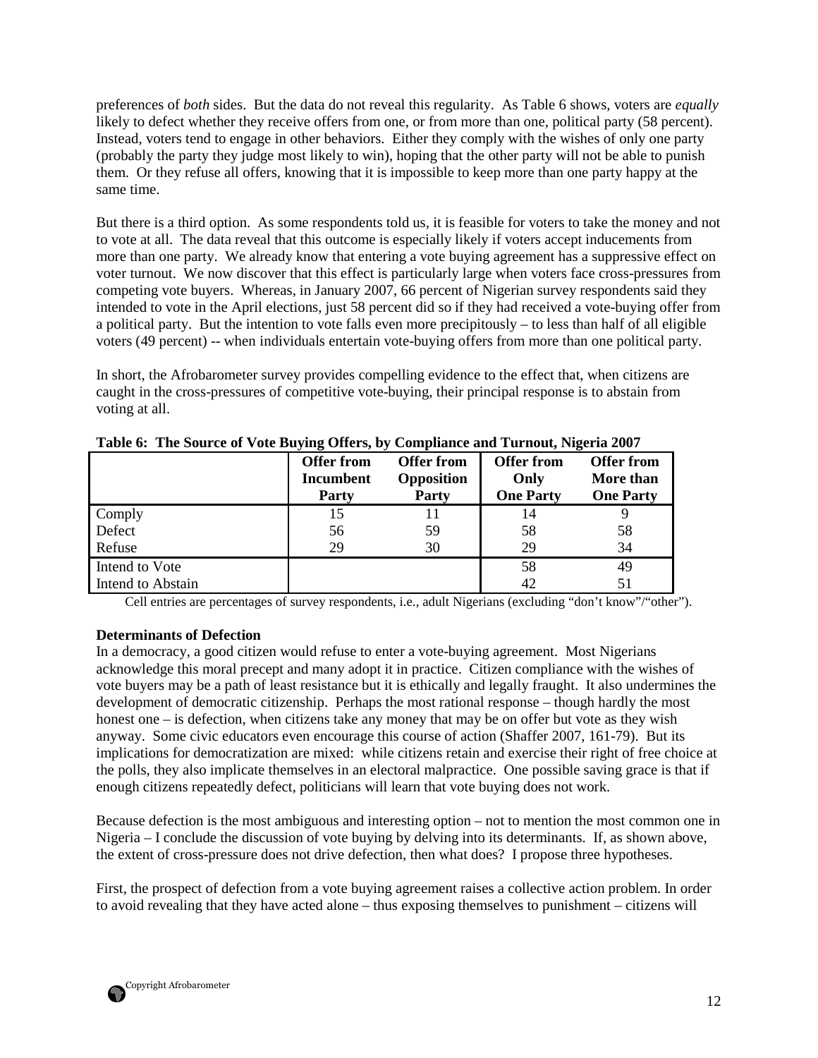preferences of *both* sides. But the data do not reveal this regularity. As Table 6 shows, voters are *equally* likely to defect whether they receive offers from one, or from more than one, political party (58 percent). Instead, voters tend to engage in other behaviors. Either they comply with the wishes of only one party (probably the party they judge most likely to win), hoping that the other party will not be able to punish them. Or they refuse all offers, knowing that it is impossible to keep more than one party happy at the same time.

But there is a third option. As some respondents told us, it is feasible for voters to take the money and not to vote at all. The data reveal that this outcome is especially likely if voters accept inducements from more than one party. We already know that entering a vote buying agreement has a suppressive effect on voter turnout. We now discover that this effect is particularly large when voters face cross-pressures from competing vote buyers. Whereas, in January 2007, 66 percent of Nigerian survey respondents said they intended to vote in the April elections, just 58 percent did so if they had received a vote-buying offer from a political party. But the intention to vote falls even more precipitously – to less than half of all eligible voters (49 percent) -- when individuals entertain vote-buying offers from more than one political party.

In short, the Afrobarometer survey provides compelling evidence to the effect that, when citizens are caught in the cross-pressures of competitive vote-buying, their principal response is to abstain from voting at all.

**Table 6: The Source of Vote Buying Offers, by Compliance and Turnout, Nigeria 2007**

| | Offer from Incumbent Party | Offer from Opposition Party | Offer from Only One Party | Offer from More than One Party |
|---|---|---|---|---|
| Comply | 15 | 11 | 14 | 9 |
| Defect | 56 | 59 | 58 | 58 |
| Refuse | 29 | 30 | 29 | 34 |
| Intend to Vote | | | 58 | 49 |
| Intend to Abstain | | | 42 | 51 |

Cell entries are percentages of survey respondents, i.e., adult Nigerians (excluding "don't know"/"other").

**Determinants of Defection**

In a democracy, a good citizen would refuse to enter a vote-buying agreement. Most Nigerians acknowledge this moral precept and many adopt it in practice. Citizen compliance with the wishes of vote buyers may be a path of least resistance but it is ethically and legally fraught. It also undermines the development of democratic citizenship. Perhaps the most rational response – though hardly the most honest one – is defection, when citizens take any money that may be on offer but vote as they wish anyway. Some civic educators even encourage this course of action (Shaffer 2007, 161-79). But its implications for democratization are mixed: while citizens retain and exercise their right of free choice at the polls, they also implicate themselves in an electoral malpractice. One possible saving grace is that if enough citizens repeatedly defect, politicians will learn that vote buying does not work.

Because defection is the most ambiguous and interesting option – not to mention the most common one in Nigeria – I conclude the discussion of vote buying by delving into its determinants. If, as shown above, the extent of cross-pressure does not drive defection, then what does? I propose three hypotheses.

First, the prospect of defection from a vote buying agreement raises a collective action problem. In order to avoid revealing that they have acted alone – thus exposing themselves to punishment – citizens will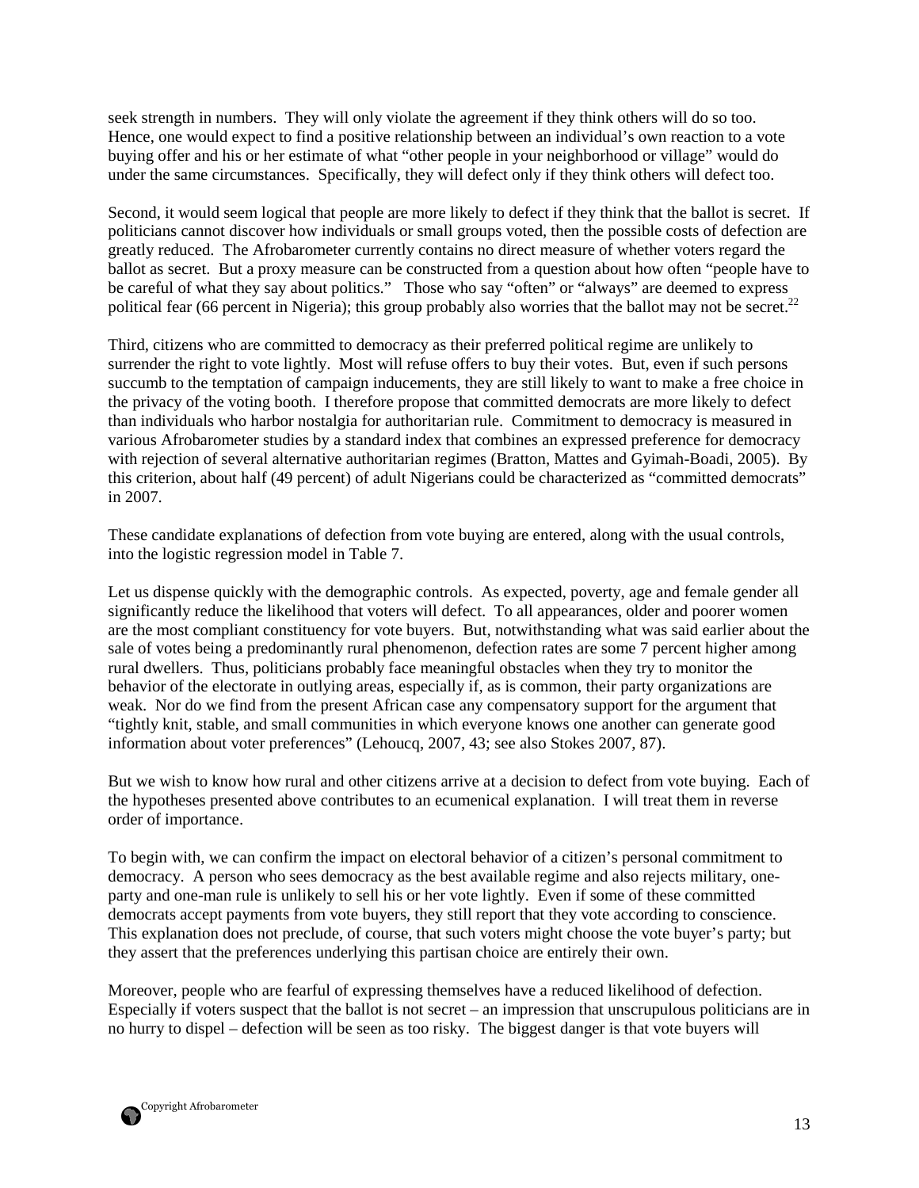seek strength in numbers. They will only violate the agreement if they think others will do so too. Hence, one would expect to find a positive relationship between an individual's own reaction to a vote buying offer and his or her estimate of what "other people in your neighborhood or village" would do under the same circumstances. Specifically, they will defect only if they think others will defect too.

Second, it would seem logical that people are more likely to defect if they think that the ballot is secret. If politicians cannot discover how individuals or small groups voted, then the possible costs of defection are greatly reduced. The Afrobarometer currently contains no direct measure of whether voters regard the ballot as secret. But a proxy measure can be constructed from a question about how often "people have to be careful of what they say about politics." Those who say "often" or "always" are deemed to express political fear (66 percent in Nigeria); this group probably also worries that the ballot may not be secret.[22]

Third, citizens who are committed to democracy as their preferred political regime are unlikely to surrender the right to vote lightly. Most will refuse offers to buy their votes. But, even if such persons succumb to the temptation of campaign inducements, they are still likely to want to make a free choice in the privacy of the voting booth. I therefore propose that committed democrats are more likely to defect than individuals who harbor nostalgia for authoritarian rule. Commitment to democracy is measured in various Afrobarometer studies by a standard index that combines an expressed preference for democracy with rejection of several alternative authoritarian regimes (Bratton, Mattes and Gyimah-Boadi, 2005). By this criterion, about half (49 percent) of adult Nigerians could be characterized as "committed democrats" in 2007.

These candidate explanations of defection from vote buying are entered, along with the usual controls, into the logistic regression model in Table 7.

Let us dispense quickly with the demographic controls. As expected, poverty, age and female gender all significantly reduce the likelihood that voters will defect. To all appearances, older and poorer women are the most compliant constituency for vote buyers. But, notwithstanding what was said earlier about the sale of votes being a predominantly rural phenomenon, defection rates are some 7 percent higher among rural dwellers. Thus, politicians probably face meaningful obstacles when they try to monitor the behavior of the electorate in outlying areas, especially if, as is common, their party organizations are weak. Nor do we find from the present African case any compensatory support for the argument that "tightly knit, stable, and small communities in which everyone knows one another can generate good information about voter preferences" (Lehoucq, 2007, 43; see also Stokes 2007, 87).

But we wish to know how rural and other citizens arrive at a decision to defect from vote buying. Each of the hypotheses presented above contributes to an ecumenical explanation. I will treat them in reverse order of importance.

To begin with, we can confirm the impact on electoral behavior of a citizen's personal commitment to democracy. A person who sees democracy as the best available regime and also rejects military, one-party and one-man rule is unlikely to sell his or her vote lightly. Even if some of these committed democrats accept payments from vote buyers, they still report that they vote according to conscience. This explanation does not preclude, of course, that such voters might choose the vote buyer's party; but they assert that the preferences underlying this partisan choice are entirely their own.

Moreover, people who are fearful of expressing themselves have a reduced likelihood of defection. Especially if voters suspect that the ballot is not secret – an impression that unscrupulous politicians are in no hurry to dispel – defection will be seen as too risky. The biggest danger is that vote buyers will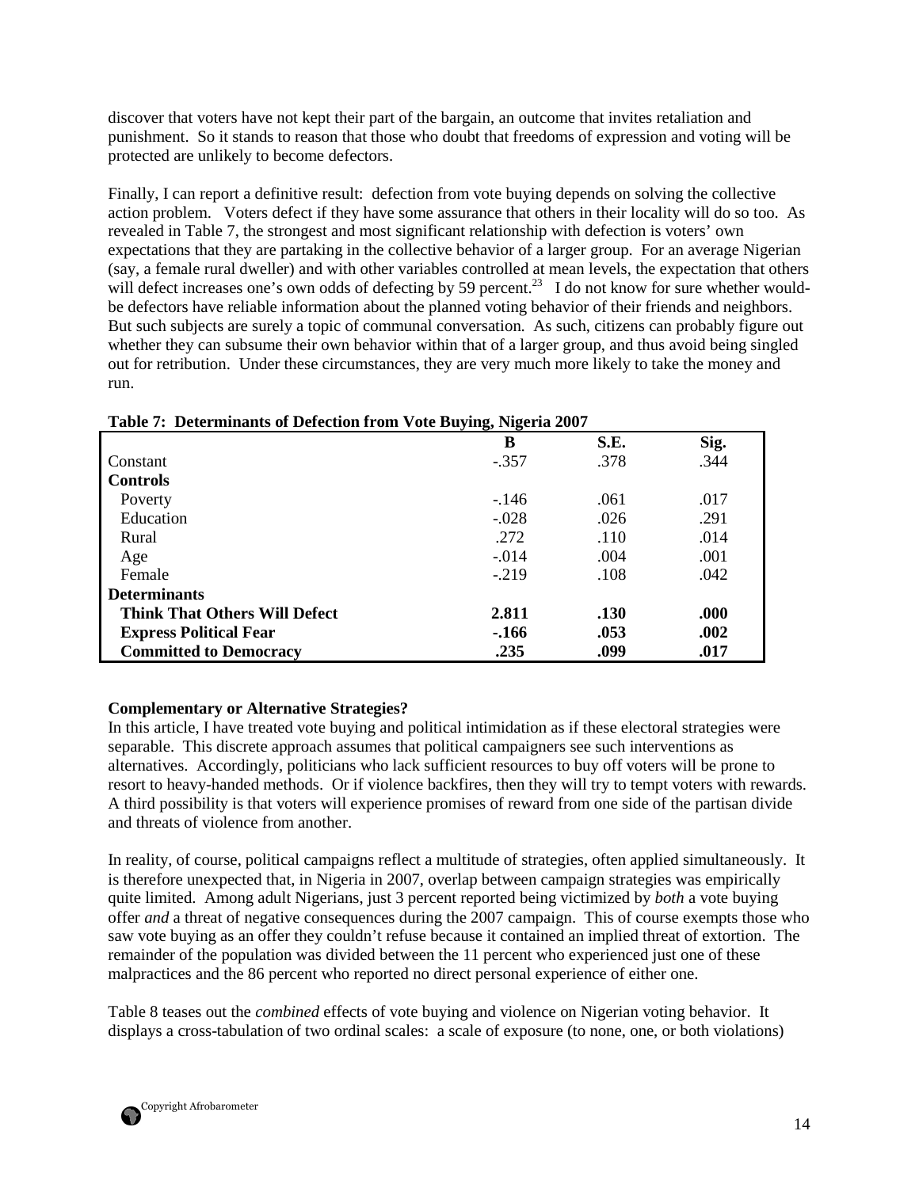discover that voters have not kept their part of the bargain, an outcome that invites retaliation and punishment. So it stands to reason that those who doubt that freedoms of expression and voting will be protected are unlikely to become defectors.

Finally, I can report a definitive result: defection from vote buying depends on solving the collective action problem. Voters defect if they have some assurance that others in their locality will do so too. As revealed in Table 7, the strongest and most significant relationship with defection is voters' own expectations that they are partaking in the collective behavior of a larger group. For an average Nigerian (say, a female rural dweller) and with other variables controlled at mean levels, the expectation that others will defect increases one's own odds of defecting by 59 percent.[23] I do not know for sure whether would-be defectors have reliable information about the planned voting behavior of their friends and neighbors. But such subjects are surely a topic of communal conversation. As such, citizens can probably figure out whether they can subsume their own behavior within that of a larger group, and thus avoid being singled out for retribution. Under these circumstances, they are very much more likely to take the money and run.

**Table 7: Determinants of Defection from Vote Buying, Nigeria 2007**

| | B | S.E. | Sig. |
|---|---|---|---|
| Constant | -.357 | .378 | .344 |
| **Controls** | | | |
| Poverty | -.146 | .061 | .017 |
| Education | -.028 | .026 | .291 |
| Rural | .272 | .110 | .014 |
| Age | -.014 | .004 | .001 |
| Female | -.219 | .108 | .042 |
| **Determinants** | | | |
| **Think That Others Will Defect** | **2.811** | **.130** | **.000** |
| **Express Political Fear** | **-.166** | **.053** | **.002** |
| **Committed to Democracy** | **.235** | **.099** | **.017** |

**Complementary or Alternative Strategies?**

In this article, I have treated vote buying and political intimidation as if these electoral strategies were separable. This discrete approach assumes that political campaigners see such interventions as alternatives. Accordingly, politicians who lack sufficient resources to buy off voters will be prone to resort to heavy-handed methods. Or if violence backfires, then they will try to tempt voters with rewards. A third possibility is that voters will experience promises of reward from one side of the partisan divide and threats of violence from another.

In reality, of course, political campaigns reflect a multitude of strategies, often applied simultaneously. It is therefore unexpected that, in Nigeria in 2007, overlap between campaign strategies was empirically quite limited. Among adult Nigerians, just 3 percent reported being victimized by *both* a vote buying offer *and* a threat of negative consequences during the 2007 campaign. This of course exempts those who saw vote buying as an offer they couldn't refuse because it contained an implied threat of extortion. The remainder of the population was divided between the 11 percent who experienced just one of these malpractices and the 86 percent who reported no direct personal experience of either one.

Table 8 teases out the *combined* effects of vote buying and violence on Nigerian voting behavior. It displays a cross-tabulation of two ordinal scales: a scale of exposure (to none, one, or both violations)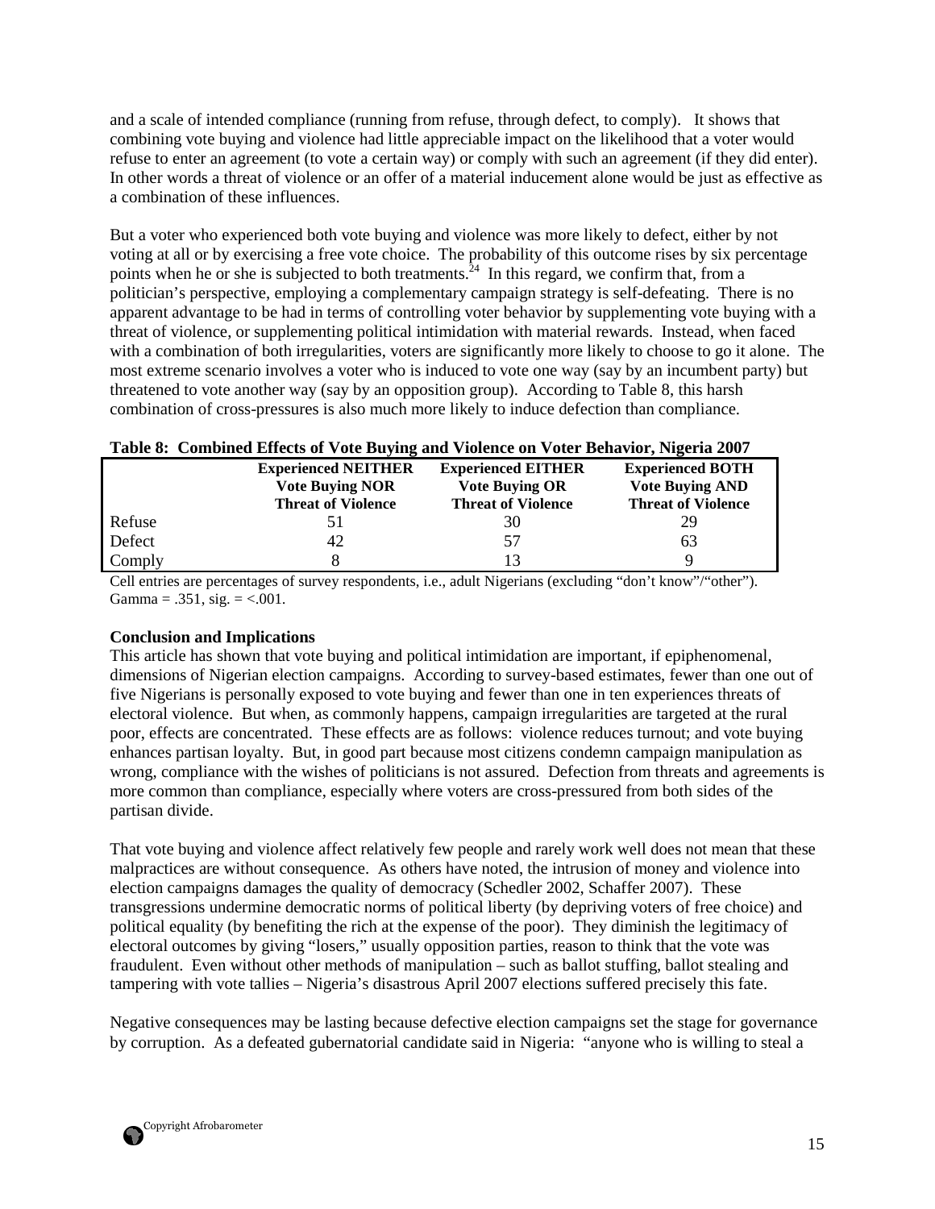and a scale of intended compliance (running from refuse, through defect, to comply). It shows that combining vote buying and violence had little appreciable impact on the likelihood that a voter would refuse to enter an agreement (to vote a certain way) or comply with such an agreement (if they did enter). In other words a threat of violence or an offer of a material inducement alone would be just as effective as a combination of these influences.

But a voter who experienced both vote buying and violence was more likely to defect, either by not voting at all or by exercising a free vote choice. The probability of this outcome rises by six percentage points when he or she is subjected to both treatments.[24] In this regard, we confirm that, from a politician's perspective, employing a complementary campaign strategy is self-defeating. There is no apparent advantage to be had in terms of controlling voter behavior by supplementing vote buying with a threat of violence, or supplementing political intimidation with material rewards. Instead, when faced with a combination of both irregularities, voters are significantly more likely to choose to go it alone. The most extreme scenario involves a voter who is induced to vote one way (say by an incumbent party) but threatened to vote another way (say by an opposition group). According to Table 8, this harsh combination of cross-pressures is also much more likely to induce defection than compliance.

**Table 8: Combined Effects of Vote Buying and Violence on Voter Behavior, Nigeria 2007**

| | Experienced NEITHER Vote Buying NOR Threat of Violence | Experienced EITHER Vote Buying OR Threat of Violence | Experienced BOTH Vote Buying AND Threat of Violence |
|---|---|---|---|
| Refuse | 51 | 30 | 29 |
| Defect | 42 | 57 | 63 |
| Comply | 8 | 13 | 9 |

Cell entries are percentages of survey respondents, i.e., adult Nigerians (excluding "don't know"/"other").
Gamma = .351, sig. = <.001.

**Conclusion and Implications**

This article has shown that vote buying and political intimidation are important, if epiphenomenal, dimensions of Nigerian election campaigns. According to survey-based estimates, fewer than one out of five Nigerians is personally exposed to vote buying and fewer than one in ten experiences threats of electoral violence. But when, as commonly happens, campaign irregularities are targeted at the rural poor, effects are concentrated. These effects are as follows: violence reduces turnout; and vote buying enhances partisan loyalty. But, in good part because most citizens condemn campaign manipulation as wrong, compliance with the wishes of politicians is not assured. Defection from threats and agreements is more common than compliance, especially where voters are cross-pressured from both sides of the partisan divide.

That vote buying and violence affect relatively few people and rarely work well does not mean that these malpractices are without consequence. As others have noted, the intrusion of money and violence into election campaigns damages the quality of democracy (Schedler 2002, Schaffer 2007). These transgressions undermine democratic norms of political liberty (by depriving voters of free choice) and political equality (by benefiting the rich at the expense of the poor). They diminish the legitimacy of electoral outcomes by giving "losers," usually opposition parties, reason to think that the vote was fraudulent. Even without other methods of manipulation – such as ballot stuffing, ballot stealing and tampering with vote tallies – Nigeria's disastrous April 2007 elections suffered precisely this fate.

Negative consequences may be lasting because defective election campaigns set the stage for governance by corruption. As a defeated gubernatorial candidate said in Nigeria: "anyone who is willing to steal a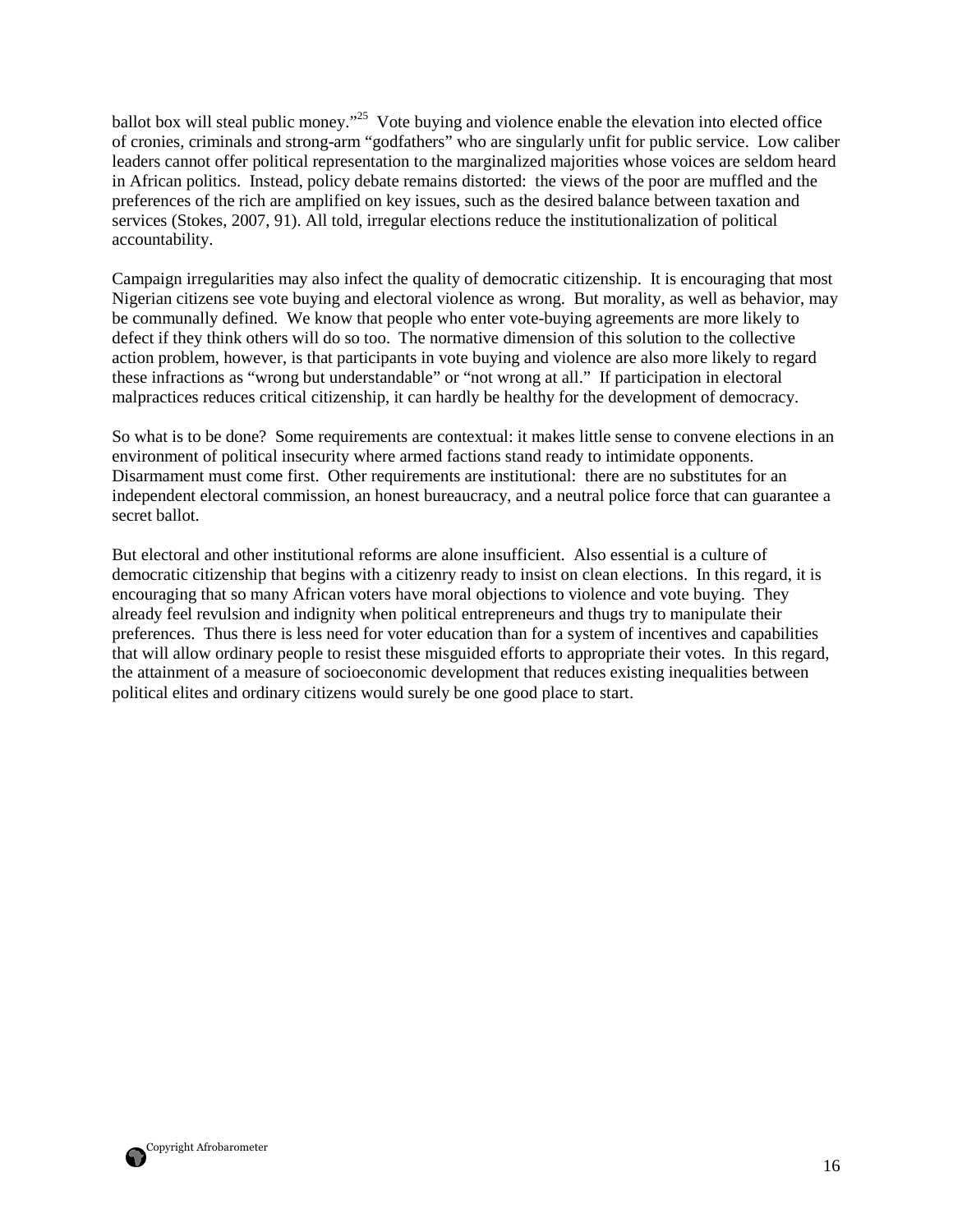ballot box will steal public money."[25] Vote buying and violence enable the elevation into elected office of cronies, criminals and strong-arm "godfathers" who are singularly unfit for public service. Low caliber leaders cannot offer political representation to the marginalized majorities whose voices are seldom heard in African politics. Instead, policy debate remains distorted: the views of the poor are muffled and the preferences of the rich are amplified on key issues, such as the desired balance between taxation and services (Stokes, 2007, 91). All told, irregular elections reduce the institutionalization of political accountability.

Campaign irregularities may also infect the quality of democratic citizenship. It is encouraging that most Nigerian citizens see vote buying and electoral violence as wrong. But morality, as well as behavior, may be communally defined. We know that people who enter vote-buying agreements are more likely to defect if they think others will do so too. The normative dimension of this solution to the collective action problem, however, is that participants in vote buying and violence are also more likely to regard these infractions as "wrong but understandable" or "not wrong at all." If participation in electoral malpractices reduces critical citizenship, it can hardly be healthy for the development of democracy.

So what is to be done? Some requirements are contextual: it makes little sense to convene elections in an environment of political insecurity where armed factions stand ready to intimidate opponents. Disarmament must come first. Other requirements are institutional: there are no substitutes for an independent electoral commission, an honest bureaucracy, and a neutral police force that can guarantee a secret ballot.

But electoral and other institutional reforms are alone insufficient. Also essential is a culture of democratic citizenship that begins with a citizenry ready to insist on clean elections. In this regard, it is encouraging that so many African voters have moral objections to violence and vote buying. They already feel revulsion and indignity when political entrepreneurs and thugs try to manipulate their preferences. Thus there is less need for voter education than for a system of incentives and capabilities that will allow ordinary people to resist these misguided efforts to appropriate their votes. In this regard, the attainment of a measure of socioeconomic development that reduces existing inequalities between political elites and ordinary citizens would surely be one good place to start.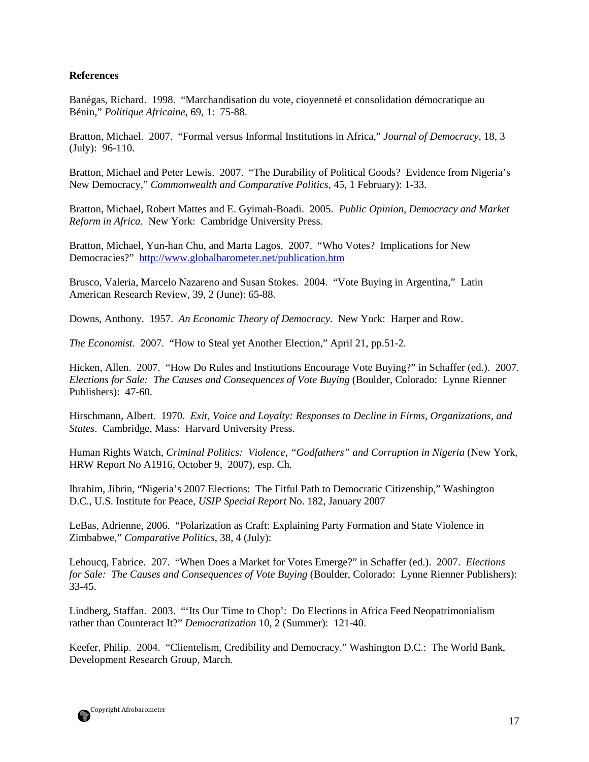**References**

Banégas, Richard. 1998. "Marchandisation du vote, cioyenneté et consolidation démocratique au Bénin," *Politique Africaine*, 69, 1: 75-88.

Bratton, Michael. 2007. "Formal versus Informal Institutions in Africa," *Journal of Democracy*, 18, 3 (July): 96-110.

Bratton, Michael and Peter Lewis. 2007. "The Durability of Political Goods? Evidence from Nigeria's New Democracy," *Commonwealth and Comparative Politics*, 45, 1 February): 1-33.

Bratton, Michael, Robert Mattes and E. Gyimah-Boadi. 2005. *Public Opinion, Democracy and Market Reform in Africa*. New York: Cambridge University Press.

Bratton, Michael, Yun-han Chu, and Marta Lagos. 2007. "Who Votes? Implications for New Democracies?" http://www.globalbarometer.net/publication.htm

Brusco, Valeria, Marcelo Nazareno and Susan Stokes. 2004. "Vote Buying in Argentina," Latin American Research Review, 39, 2 (June): 65-88.

Downs, Anthony. 1957. *An Economic Theory of Democracy*. New York: Harper and Row.

*The Economist*. 2007. "How to Steal yet Another Election," April 21, pp.51-2.

Hicken, Allen. 2007. "How Do Rules and Institutions Encourage Vote Buying?" in Schaffer (ed.). 2007. *Elections for Sale: The Causes and Consequences of Vote Buying* (Boulder, Colorado: Lynne Rienner Publishers): 47-60.

Hirschmann, Albert. 1970. *Exit, Voice and Loyalty: Responses to Decline in Firms, Organizations, and States*. Cambridge, Mass: Harvard University Press.

Human Rights Watch, *Criminal Politics: Violence, "Godfathers" and Corruption in Nigeria* (New York, HRW Report No A1916, October 9, 2007), esp. Ch.

Ibrahim, Jibrin, "Nigeria's 2007 Elections: The Fitful Path to Democratic Citizenship," Washington D.C., U.S. Institute for Peace, *USIP Special Report* No. 182, January 2007

LeBas, Adrienne, 2006. "Polarization as Craft: Explaining Party Formation and State Violence in Zimbabwe," *Comparative Politics*, 38, 4 (July):

Lehoucq, Fabrice. 207. "When Does a Market for Votes Emerge?" in Schaffer (ed.). 2007. *Elections for Sale: The Causes and Consequences of Vote Buying* (Boulder, Colorado: Lynne Rienner Publishers): 33-45.

Lindberg, Staffan. 2003. "'Its Our Time to Chop': Do Elections in Africa Feed Neopatrimonialism rather than Counteract It?" *Democratization* 10, 2 (Summer): 121-40.

Keefer, Philip. 2004. "Clientelism, Credibility and Democracy." Washington D.C.: The World Bank, Development Research Group, March.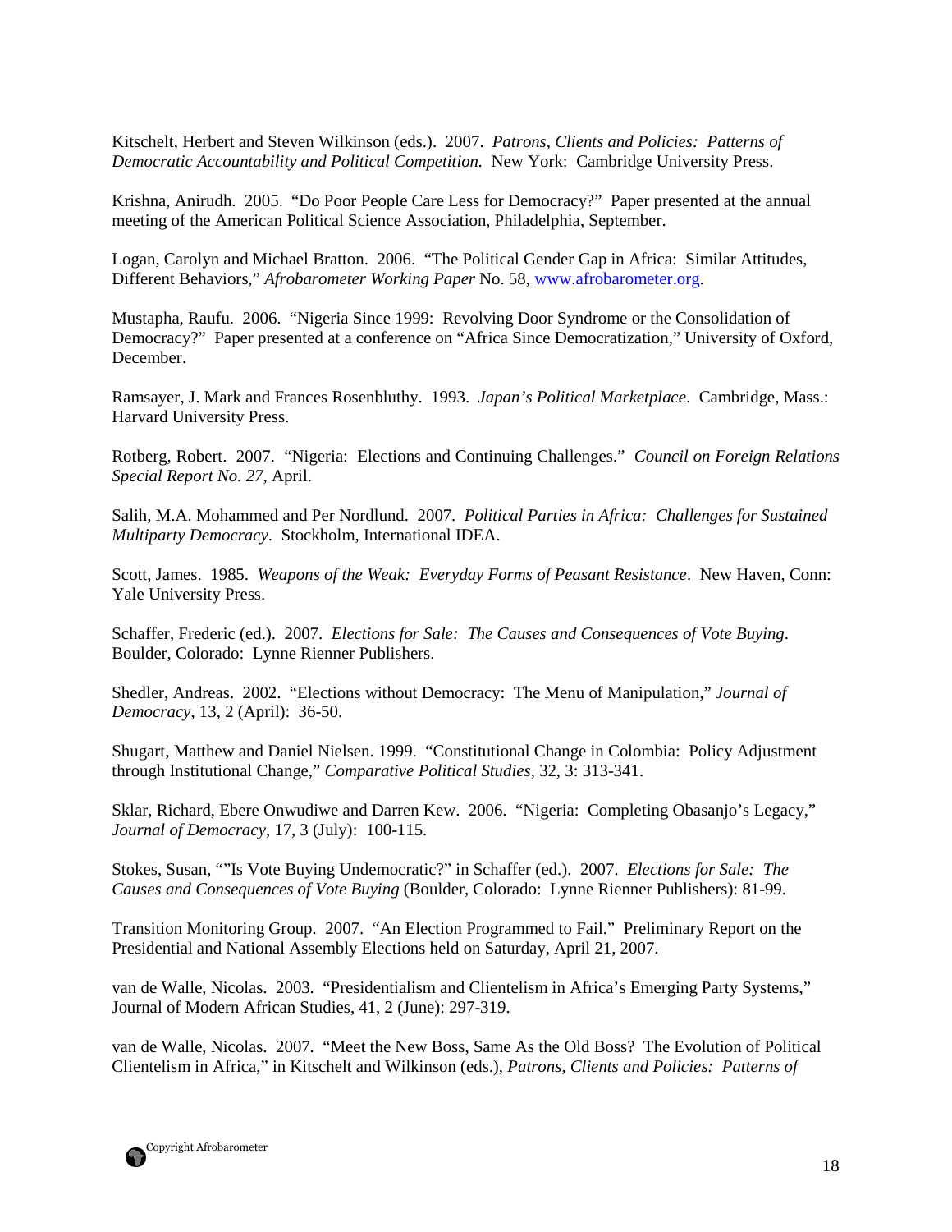Kitschelt, Herbert and Steven Wilkinson (eds.). 2007. *Patrons, Clients and Policies: Patterns of Democratic Accountability and Political Competition.* New York: Cambridge University Press.

Krishna, Anirudh. 2005. "Do Poor People Care Less for Democracy?" Paper presented at the annual meeting of the American Political Science Association, Philadelphia, September.

Logan, Carolyn and Michael Bratton. 2006. "The Political Gender Gap in Africa: Similar Attitudes, Different Behaviors," *Afrobarometer Working Paper* No. 58, www.afrobarometer.org.

Mustapha, Raufu. 2006. "Nigeria Since 1999: Revolving Door Syndrome or the Consolidation of Democracy?" Paper presented at a conference on "Africa Since Democratization," University of Oxford, December.

Ramsayer, J. Mark and Frances Rosenbluthy. 1993. *Japan's Political Marketplace*. Cambridge, Mass.: Harvard University Press.

Rotberg, Robert. 2007. "Nigeria: Elections and Continuing Challenges." *Council on Foreign Relations Special Report No. 27*, April.

Salih, M.A. Mohammed and Per Nordlund. 2007. *Political Parties in Africa: Challenges for Sustained Multiparty Democracy*. Stockholm, International IDEA.

Scott, James. 1985. *Weapons of the Weak: Everyday Forms of Peasant Resistance*. New Haven, Conn: Yale University Press.

Schaffer, Frederic (ed.). 2007. *Elections for Sale: The Causes and Consequences of Vote Buying*. Boulder, Colorado: Lynne Rienner Publishers.

Shedler, Andreas. 2002. "Elections without Democracy: The Menu of Manipulation," *Journal of Democracy*, 13, 2 (April): 36-50.

Shugart, Matthew and Daniel Nielsen. 1999. "Constitutional Change in Colombia: Policy Adjustment through Institutional Change," *Comparative Political Studies*, 32, 3: 313-341.

Sklar, Richard, Ebere Onwudiwe and Darren Kew. 2006. "Nigeria: Completing Obasanjo's Legacy," *Journal of Democracy*, 17, 3 (July): 100-115.

Stokes, Susan, ""Is Vote Buying Undemocratic?" in Schaffer (ed.). 2007. *Elections for Sale: The Causes and Consequences of Vote Buying* (Boulder, Colorado: Lynne Rienner Publishers): 81-99.

Transition Monitoring Group. 2007. "An Election Programmed to Fail." Preliminary Report on the Presidential and National Assembly Elections held on Saturday, April 21, 2007.

van de Walle, Nicolas. 2003. "Presidentialism and Clientelism in Africa's Emerging Party Systems," Journal of Modern African Studies, 41, 2 (June): 297-319.

van de Walle, Nicolas. 2007. "Meet the New Boss, Same As the Old Boss? The Evolution of Political Clientelism in Africa," in Kitschelt and Wilkinson (eds.), *Patrons, Clients and Policies: Patterns of*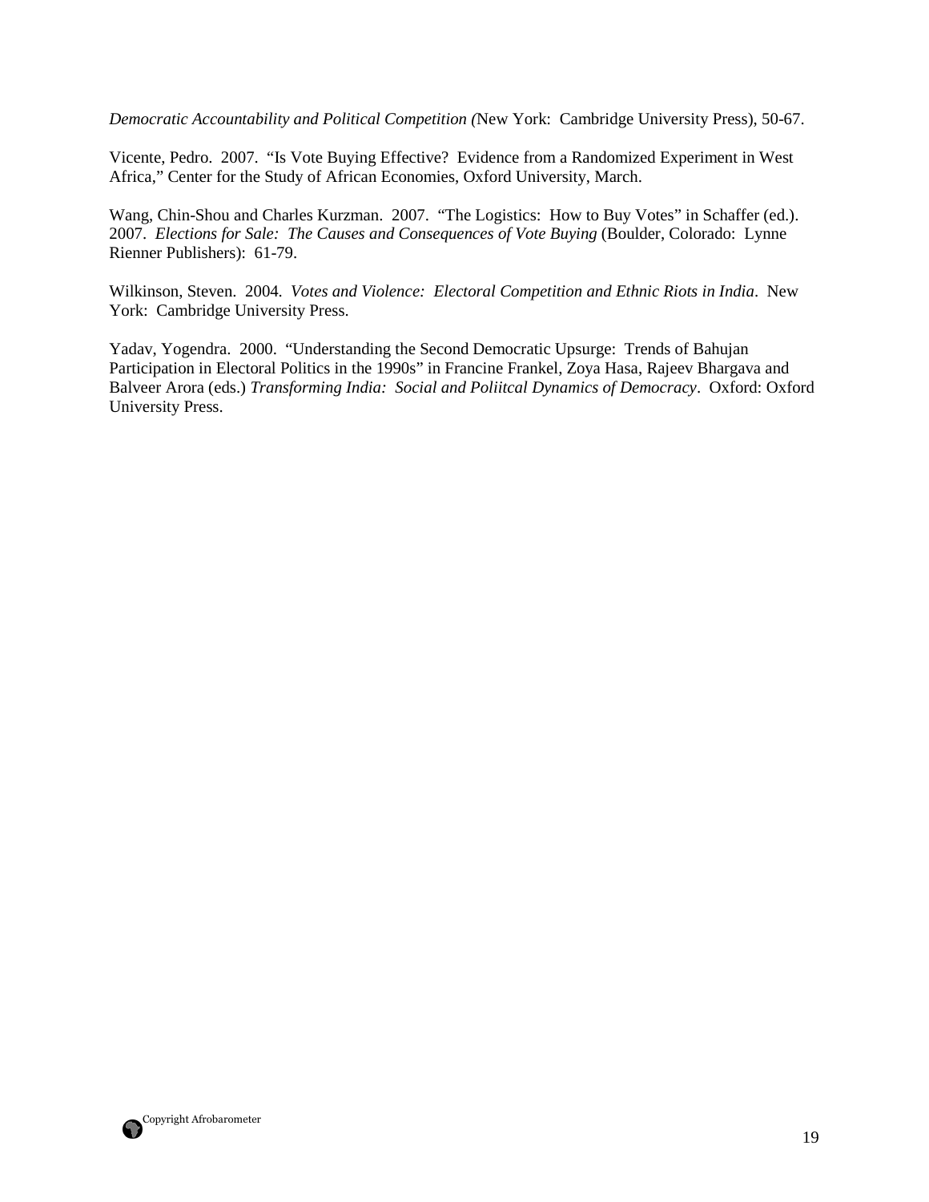*Democratic Accountability and Political Competition (*New York:  Cambridge University Press), 50-67.

Vicente, Pedro.  2007.  "Is Vote Buying Effective?  Evidence from a Randomized Experiment in West Africa," Center for the Study of African Economies, Oxford University, March.

Wang, Chin-Shou and Charles Kurzman.  2007.  "The Logistics:  How to Buy Votes" in Schaffer (ed.).  2007.  *Elections for Sale:  The Causes and Consequences of Vote Buying* (Boulder, Colorado:  Lynne Rienner Publishers):  61-79.

Wilkinson, Steven.  2004.  *Votes and Violence:  Electoral Competition and Ethnic Riots in India*.  New York:  Cambridge University Press.

Yadav, Yogendra.  2000.  "Understanding the Second Democratic Upsurge:  Trends of Bahujan Participation in Electoral Politics in the 1990s" in Francine Frankel, Zoya Hasa, Rajeev Bhargava and Balveer Arora (eds.) *Transforming India:  Social and Poliitcal Dynamics of Democracy*.  Oxford: Oxford University Press.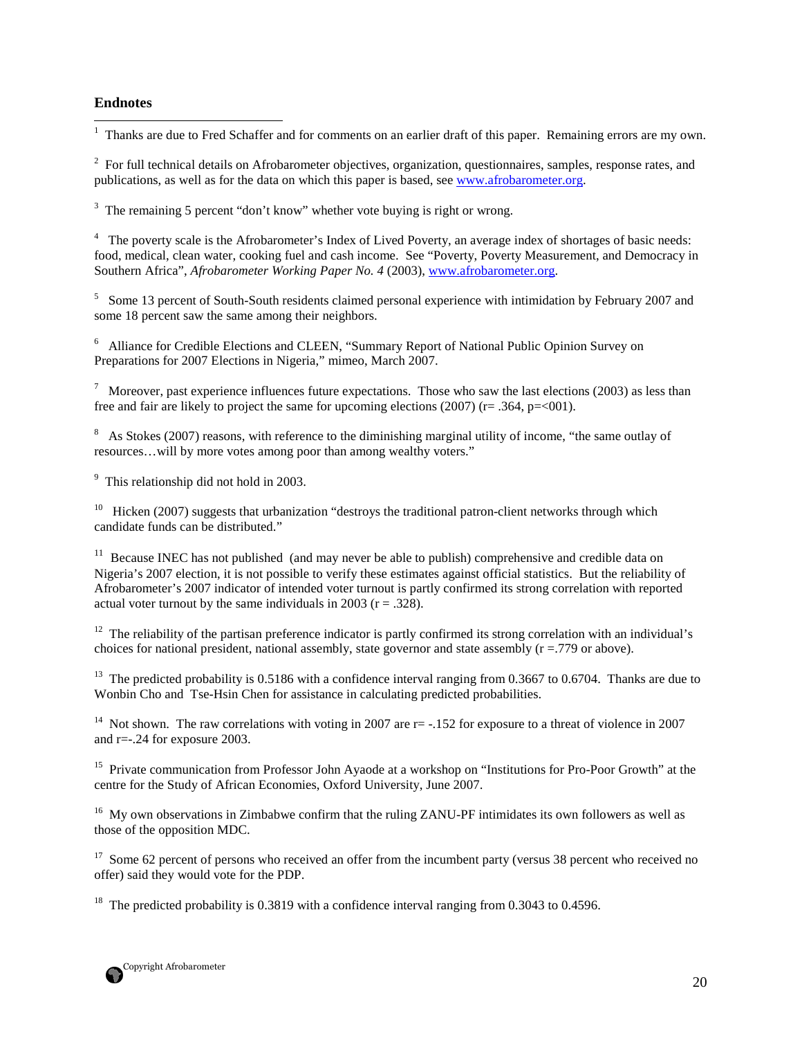## Endnotes

[1] Thanks are due to Fred Schaffer and for comments on an earlier draft of this paper. Remaining errors are my own.

[2] For full technical details on Afrobarometer objectives, organization, questionnaires, samples, response rates, and publications, as well as for the data on which this paper is based, see www.afrobarometer.org.

[3] The remaining 5 percent "don't know" whether vote buying is right or wrong.

[4] The poverty scale is the Afrobarometer's Index of Lived Poverty, an average index of shortages of basic needs: food, medical, clean water, cooking fuel and cash income. See "Poverty, Poverty Measurement, and Democracy in Southern Africa", *Afrobarometer Working Paper No. 4* (2003), www.afrobarometer.org.

[5] Some 13 percent of South-South residents claimed personal experience with intimidation by February 2007 and some 18 percent saw the same among their neighbors.

[6] Alliance for Credible Elections and CLEEN, "Summary Report of National Public Opinion Survey on Preparations for 2007 Elections in Nigeria," mimeo, March 2007.

[7] Moreover, past experience influences future expectations. Those who saw the last elections (2003) as less than free and fair are likely to project the same for upcoming elections (2007) ($r= .364$, $p=<001$).

[8] As Stokes (2007) reasons, with reference to the diminishing marginal utility of income, "the same outlay of resources…will by more votes among poor than among wealthy voters."

[9] This relationship did not hold in 2003.

[10] Hicken (2007) suggests that urbanization "destroys the traditional patron-client networks through which candidate funds can be distributed."

[11] Because INEC has not published (and may never be able to publish) comprehensive and credible data on Nigeria's 2007 election, it is not possible to verify these estimates against official statistics. But the reliability of Afrobarometer's 2007 indicator of intended voter turnout is partly confirmed its strong correlation with reported actual voter turnout by the same individuals in 2003 ($r = .328$).

[12] The reliability of the partisan preference indicator is partly confirmed its strong correlation with an individual's choices for national president, national assembly, state governor and state assembly ($r =.779$ or above).

[13] The predicted probability is 0.5186 with a confidence interval ranging from 0.3667 to 0.6704. Thanks are due to Wonbin Cho and Tse-Hsin Chen for assistance in calculating predicted probabilities.

[14] Not shown. The raw correlations with voting in 2007 are $r= -.152$ for exposure to a threat of violence in 2007 and $r=-.24$ for exposure 2003.

[15] Private communication from Professor John Ayaode at a workshop on "Institutions for Pro-Poor Growth" at the centre for the Study of African Economies, Oxford University, June 2007.

[16] My own observations in Zimbabwe confirm that the ruling ZANU-PF intimidates its own followers as well as those of the opposition MDC.

[17] Some 62 percent of persons who received an offer from the incumbent party (versus 38 percent who received no offer) said they would vote for the PDP.

[18] The predicted probability is 0.3819 with a confidence interval ranging from 0.3043 to 0.4596.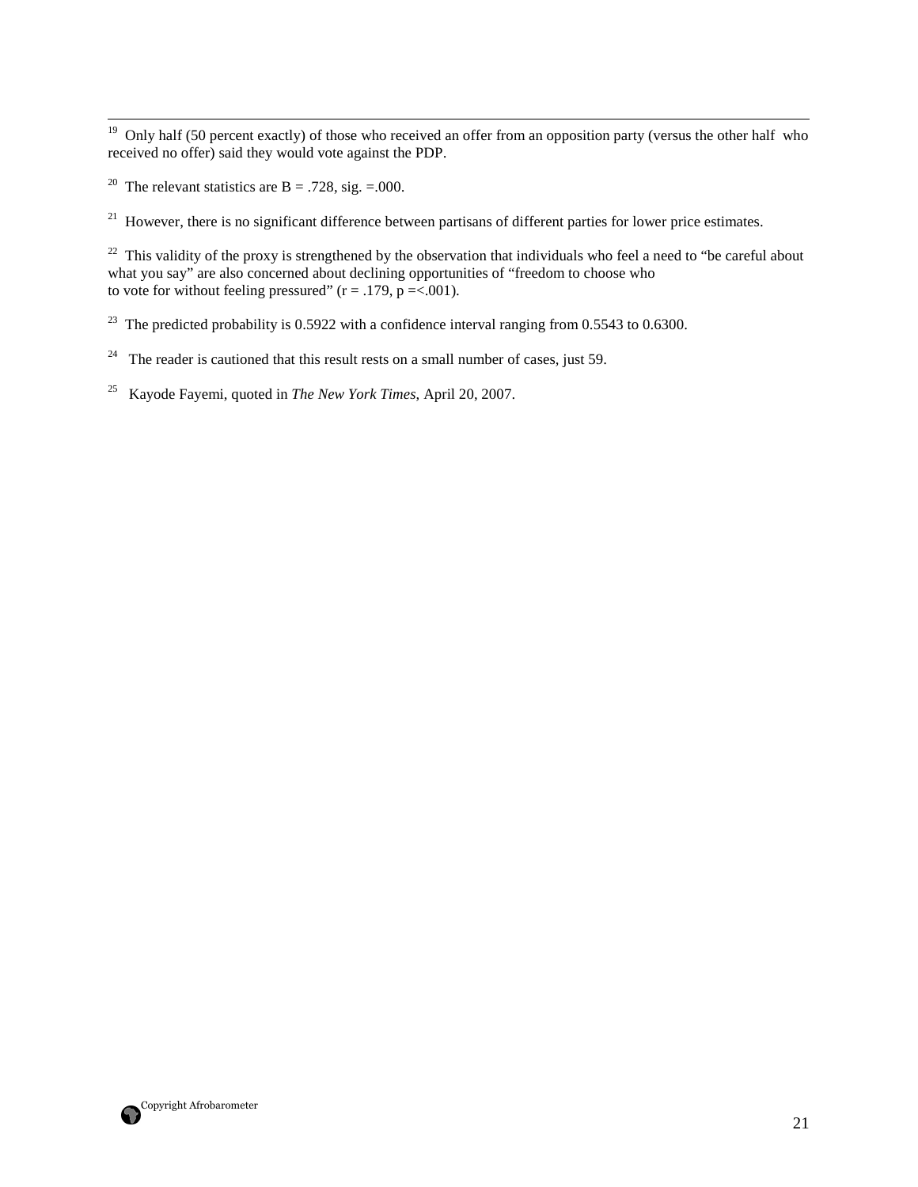[19] Only half (50 percent exactly) of those who received an offer from an opposition party (versus the other half who received no offer) said they would vote against the PDP.

[20] The relevant statistics are B = .728, sig. =.000.

[21] However, there is no significant difference between partisans of different parties for lower price estimates.

[22] This validity of the proxy is strengthened by the observation that individuals who feel a need to "be careful about what you say" are also concerned about declining opportunities of "freedom to choose who to vote for without feeling pressured" ($r = .179$, $p =<.001$).

[23] The predicted probability is 0.5922 with a confidence interval ranging from 0.5543 to 0.6300.

[24] The reader is cautioned that this result rests on a small number of cases, just 59.

[25] Kayode Fayemi, quoted in *The New York Times*, April 20, 2007.

Copyright Afrobarometer